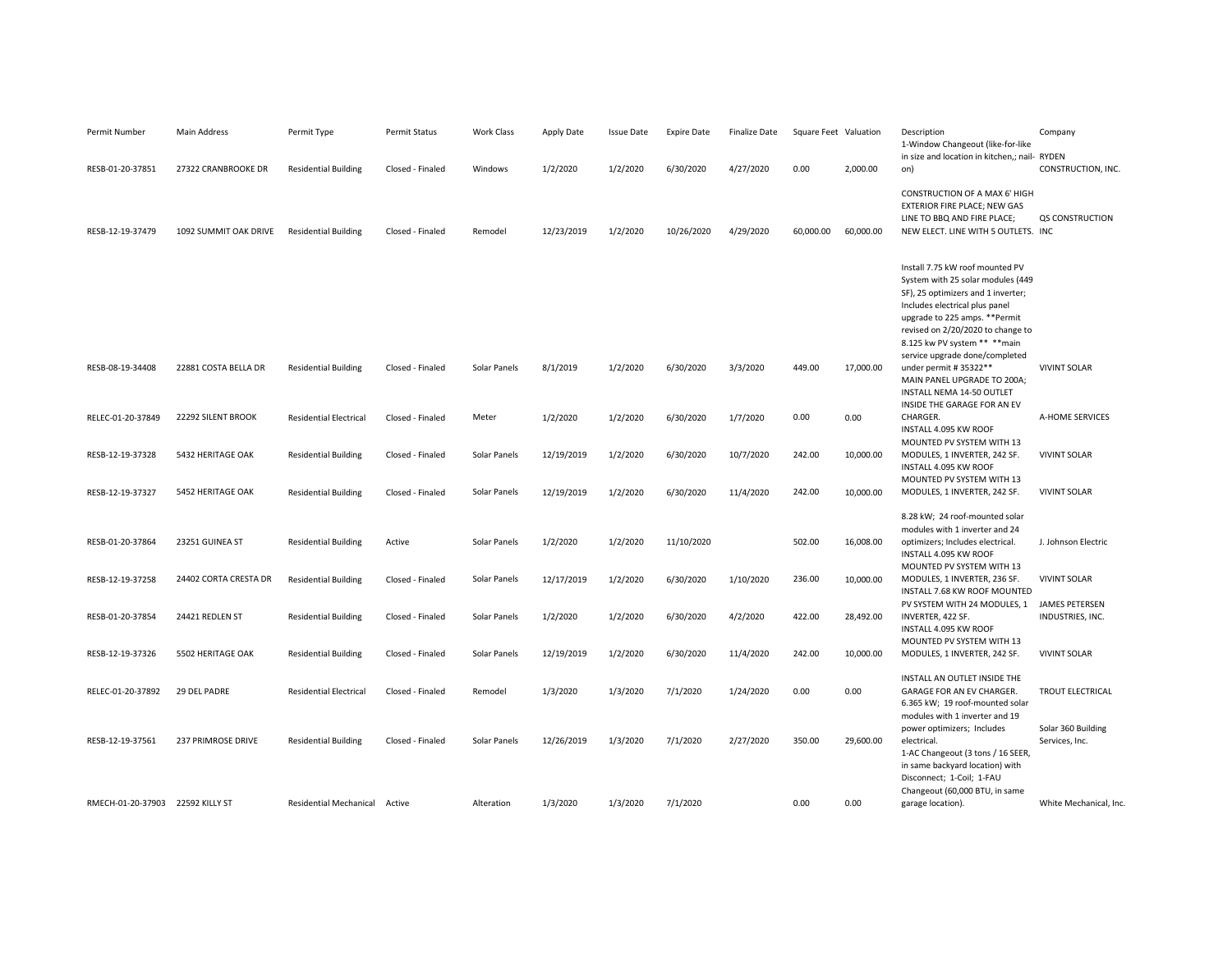| Permit Number | Main Address | Permit Type | Permit Status | Work Class | Apply Date | Issue Date | Expire Date | Finalize Date | Square Feet | Valuation | Description | Company |
|---|---|---|---|---|---|---|---|---|---|---|---|---|
| RESB-01-20-37851 | 27322 CRANBROOKE DR | Residential Building | Closed - Finaled | Windows | 1/2/2020 | 1/2/2020 | 6/30/2020 | 4/27/2020 | 0.00 | 2,000.00 | 1-Window Changeout (like-for-like in size and location in kitchen,; nail-on) | RYDEN CONSTRUCTION, INC. |
| RESB-12-19-37479 | 1092 SUMMIT OAK DRIVE | Residential Building | Closed - Finaled | Remodel | 12/23/2019 | 1/2/2020 | 10/26/2020 | 4/29/2020 | 60,000.00 | 60,000.00 | CONSTRUCTION OF A MAX 6' HIGH EXTERIOR FIRE PLACE; NEW GAS LINE TO BBQ AND FIRE PLACE; NEW ELECT. LINE WITH 5 OUTLETS. | QS CONSTRUCTION INC |
| RESB-08-19-34408 | 22881 COSTA BELLA DR | Residential Building | Closed - Finaled | Solar Panels | 8/1/2019 | 1/2/2020 | 6/30/2020 | 3/3/2020 | 449.00 | 17,000.00 | Install 7.75 kW roof mounted PV System with 25 solar modules (449 SF), 25 optimizers and 1 inverter; Includes electrical plus panel upgrade to 225 amps. **Permit revised on 2/20/2020 to change to 8.125 kw PV system ** **main service upgrade done/completed under permit # 35322** | VIVINT SOLAR |
| RELEC-01-20-37849 | 22292 SILENT BROOK | Residential Electrical | Closed - Finaled | Meter | 1/2/2020 | 1/2/2020 | 6/30/2020 | 1/7/2020 | 0.00 | 0.00 | MAIN PANEL UPGRADE TO 200A; INSTALL NEMA 14-50 OUTLET INSIDE THE GARAGE FOR AN EV CHARGER. | A-HOME SERVICES |
| RESB-12-19-37328 | 5432 HERITAGE OAK | Residential Building | Closed - Finaled | Solar Panels | 12/19/2019 | 1/2/2020 | 6/30/2020 | 10/7/2020 | 242.00 | 10,000.00 | INSTALL 4.095 KW ROOF MOUNTED PV SYSTEM WITH 13 MODULES, 1 INVERTER, 242 SF. | VIVINT SOLAR |
| RESB-12-19-37327 | 5452 HERITAGE OAK | Residential Building | Closed - Finaled | Solar Panels | 12/19/2019 | 1/2/2020 | 6/30/2020 | 11/4/2020 | 242.00 | 10,000.00 | INSTALL 4.095 KW ROOF MOUNTED PV SYSTEM WITH 13 MODULES, 1 INVERTER, 242 SF. | VIVINT SOLAR |
| RESB-01-20-37864 | 23251 GUINEA ST | Residential Building | Active | Solar Panels | 1/2/2020 | 1/2/2020 | 11/10/2020 | | 502.00 | 16,008.00 | 8.28 kW; 24 roof-mounted solar modules with 1 inverter and 24 optimizers; Includes electrical. | J. Johnson Electric |
| RESB-12-19-37258 | 24402 CORTA CRESTA DR | Residential Building | Closed - Finaled | Solar Panels | 12/17/2019 | 1/2/2020 | 6/30/2020 | 1/10/2020 | 236.00 | 10,000.00 | INSTALL 4.095 KW ROOF MOUNTED PV SYSTEM WITH 13 MODULES, 1 INVERTER, 236 SF. | VIVINT SOLAR |
| RESB-01-20-37854 | 24421 REDLEN ST | Residential Building | Closed - Finaled | Solar Panels | 1/2/2020 | 1/2/2020 | 6/30/2020 | 4/2/2020 | 422.00 | 28,492.00 | INSTALL 7.68 KW ROOF MOUNTED PV SYSTEM WITH 24 MODULES, 1 INVERTER, 422 SF. | JAMES PETERSEN INDUSTRIES, INC. |
| RESB-12-19-37326 | 5502 HERITAGE OAK | Residential Building | Closed - Finaled | Solar Panels | 12/19/2019 | 1/2/2020 | 6/30/2020 | 11/4/2020 | 242.00 | 10,000.00 | INSTALL 4.095 KW ROOF MOUNTED PV SYSTEM WITH 13 MODULES, 1 INVERTER, 242 SF. | VIVINT SOLAR |
| RELEC-01-20-37892 | 29 DEL PADRE | Residential Electrical | Closed - Finaled | Remodel | 1/3/2020 | 1/3/2020 | 7/1/2020 | 1/24/2020 | 0.00 | 0.00 | INSTALL AN OUTLET INSIDE THE GARAGE FOR AN EV CHARGER. | TROUT ELECTRICAL |
| RESB-12-19-37561 | 237 PRIMROSE DRIVE | Residential Building | Closed - Finaled | Solar Panels | 12/26/2019 | 1/3/2020 | 7/1/2020 | 2/27/2020 | 350.00 | 29,600.00 | 6.365 kW; 19 roof-mounted solar modules with 1 inverter and 19 power optimizers; Includes electrical. | Solar 360 Building Services, Inc. |
| RMECH-01-20-37903 | 22592 KILLY ST | Residential Mechanical | Active | Alteration | 1/3/2020 | 1/3/2020 | 7/1/2020 | | 0.00 | 0.00 | 1-AC Changeout (3 tons / 16 SEER, in same backyard location) with Disconnect; 1-Coil; 1-FAU Changeout (60,000 BTU, in same garage location). | White Mechanical, Inc. |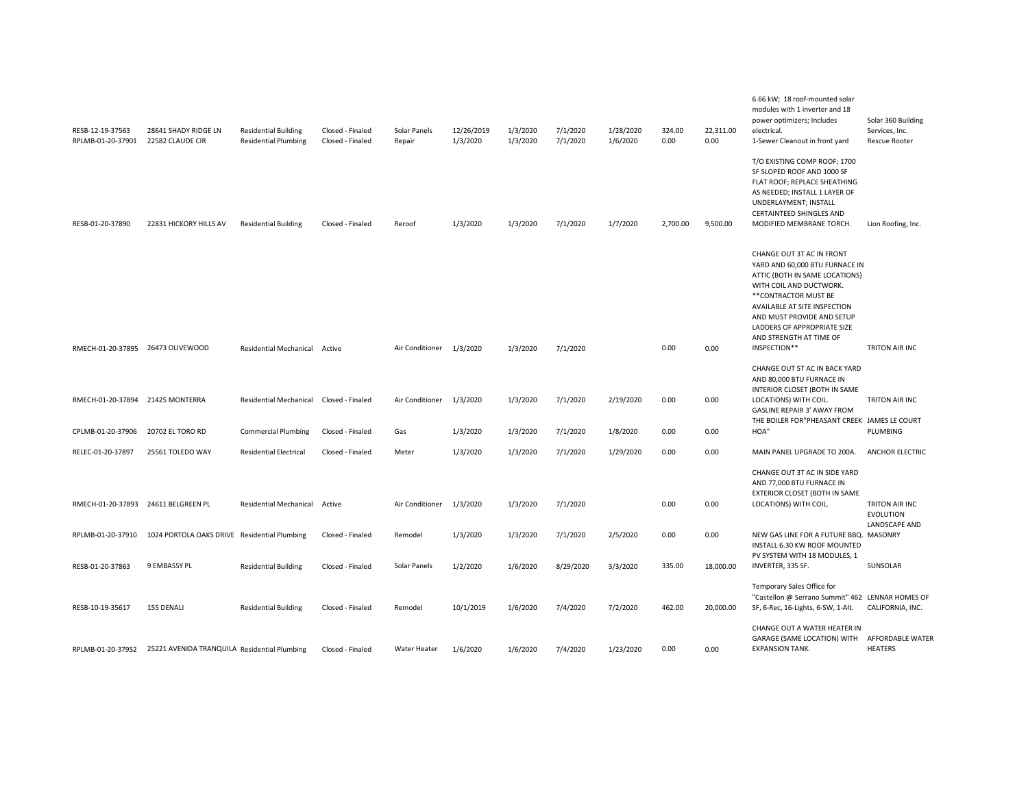| RESB-12-19-37563 | 28641 SHADY RIDGE LN | Residential Building | Closed - Finaled | Solar Panels | 12/26/2019 | 1/3/2020 | 7/1/2020 | 1/28/2020 | 324.00 | 22,311.00 | 6.66 kW; 18 roof-mounted solar modules with 1 inverter and 18 power optimizers; Includes electrical. | Solar 360 Building Services, Inc. |
|---|---|---|---|---|---|---|---|---|---|---|---|---|
| RPLMB-01-20-37901 | 22582 CLAUDE CIR | Residential Plumbing | Closed - Finaled | Repair | 1/3/2020 | 1/3/2020 | 7/1/2020 | 1/6/2020 | 0.00 | 0.00 | 1-Sewer Cleanout in front yard | Rescue Rooter |
| RESB-01-20-37890 | 22831 HICKORY HILLS AV | Residential Building | Closed - Finaled | Reroof | 1/3/2020 | 1/3/2020 | 7/1/2020 | 1/7/2020 | 2,700.00 | 9,500.00 | T/O EXISTING COMP ROOF; 1700 SF SLOPED ROOF AND 1000 SF FLAT ROOF; REPLACE SHEATHING AS NEEDED; INSTALL 1 LAYER OF UNDERLAYMENT; INSTALL CERTAINTEED SHINGLES AND MODIFIED MEMBRANE TORCH. | Lion Roofing, Inc. |
| RMECH-01-20-37895 | 26473 OLIVEWOOD | Residential Mechanical | Active | Air Conditioner | 1/3/2020 | 1/3/2020 | 7/1/2020 | | 0.00 | 0.00 | CHANGE OUT 3T AC IN FRONT YARD AND 60,000 BTU FURNACE IN ATTIC (BOTH IN SAME LOCATIONS) WITH COIL AND DUCTWORK. **CONTRACTOR MUST BE AVAILABLE AT SITE INSPECTION AND MUST PROVIDE AND SETUP LADDERS OF APPROPRIATE SIZE AND STRENGTH AT TIME OF INSPECTION** | TRITON AIR INC |
| RMECH-01-20-37894 | 21425 MONTERRA | Residential Mechanical | Closed - Finaled | Air Conditioner | 1/3/2020 | 1/3/2020 | 7/1/2020 | 2/19/2020 | 0.00 | 0.00 | CHANGE OUT 5T AC IN BACK YARD AND 80,000 BTU FURNACE IN INTERIOR CLOSET (BOTH IN SAME LOCATIONS) WITH COIL. | TRITON AIR INC |
| CPLMB-01-20-37906 | 20702 EL TORO RD | Commercial Plumbing | Closed - Finaled | Gas | 1/3/2020 | 1/3/2020 | 7/1/2020 | 1/8/2020 | 0.00 | 0.00 | GASLINE REPAIR 3' AWAY FROM THE BOILER FOR"PHEASANT CREEK HOA" | JAMES LE COURT PLUMBING |
| RELEC-01-20-37897 | 25561 TOLEDO WAY | Residential Electrical | Closed - Finaled | Meter | 1/3/2020 | 1/3/2020 | 7/1/2020 | 1/29/2020 | 0.00 | 0.00 | MAIN PANEL UPGRADE TO 200A. | ANCHOR ELECTRIC |
| RMECH-01-20-37893 | 24611 BELGREEN PL | Residential Mechanical | Active | Air Conditioner | 1/3/2020 | 1/3/2020 | 7/1/2020 | | 0.00 | 0.00 | CHANGE OUT 3T AC IN SIDE YARD AND 77,000 BTU FURNACE IN EXTERIOR CLOSET (BOTH IN SAME LOCATIONS) WITH COIL. | TRITON AIR INC |
| RPLMB-01-20-37910 | 1024 PORTOLA OAKS DRIVE | Residential Plumbing | Closed - Finaled | Remodel | 1/3/2020 | 1/3/2020 | 7/1/2020 | 2/5/2020 | 0.00 | 0.00 | NEW GAS LINE FOR A FUTURE BBQ. | EVOLUTION LANDSCAPE AND MASONRY |
| RESB-01-20-37863 | 9 EMBASSY PL | Residential Building | Closed - Finaled | Solar Panels | 1/2/2020 | 1/6/2020 | 8/29/2020 | 3/3/2020 | 335.00 | 18,000.00 | INSTALL 6.30 KW ROOF MOUNTED PV SYSTEM WITH 18 MODULES, 1 INVERTER, 335 SF. | SUNSOLAR |
| RESB-10-19-35617 | 155 DENALI | Residential Building | Closed - Finaled | Remodel | 10/1/2019 | 1/6/2020 | 7/4/2020 | 7/2/2020 | 462.00 | 20,000.00 | Temporary Sales Office for "Castellon @ Serrano Summit" 462 SF, 6-Rec, 16-Lights, 6-SW, 1-Alt. | LENNAR HOMES OF CALIFORNIA, INC. |
| RPLMB-01-20-37952 | 25221 AVENIDA TRANQUILA | Residential Plumbing | Closed - Finaled | Water Heater | 1/6/2020 | 1/6/2020 | 7/4/2020 | 1/23/2020 | 0.00 | 0.00 | CHANGE OUT A WATER HEATER IN GARAGE (SAME LOCATION) WITH EXPANSION TANK. | AFFORDABLE WATER HEATERS |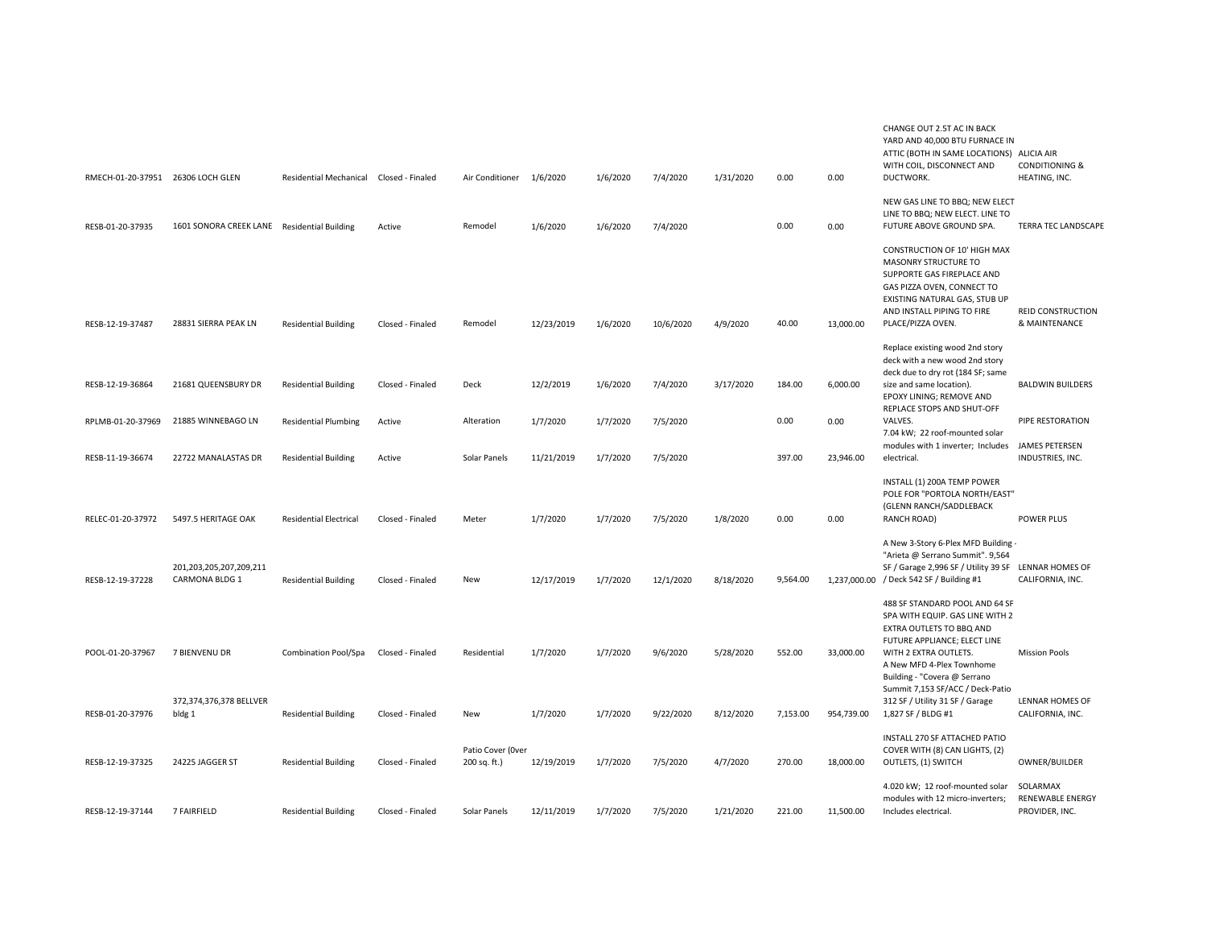| | | | | | | | | | | | | |
|---|---|---|---|---|---|---|---|---|---|---|---|---|
| RMECH-01-20-37951 | 26306 LOCH GLEN | Residential Mechanical | Closed - Finaled | Air Conditioner | 1/6/2020 | 1/6/2020 | 7/4/2020 | 1/31/2020 | 0.00 | 0.00 | CHANGE OUT 2.5T AC IN BACK YARD AND 40,000 BTU FURNACE IN ATTIC (BOTH IN SAME LOCATIONS) WITH COIL, DISCONNECT AND DUCTWORK. | ALICIA AIR CONDITIONING & HEATING, INC. |
| RESB-01-20-37935 | 1601 SONORA CREEK LANE | Residential Building | Active | Remodel | 1/6/2020 | 1/6/2020 | 7/4/2020 | | 0.00 | 0.00 | NEW GAS LINE TO BBQ; NEW ELECT LINE TO BBQ; NEW ELECT. LINE TO FUTURE ABOVE GROUND SPA. | TERRA TEC LANDSCAPE |
| RESB-12-19-37487 | 28831 SIERRA PEAK LN | Residential Building | Closed - Finaled | Remodel | 12/23/2019 | 1/6/2020 | 10/6/2020 | 4/9/2020 | 40.00 | 13,000.00 | CONSTRUCTION OF 10' HIGH MAX MASONRY STRUCTURE TO SUPPORTE GAS FIREPLACE AND GAS PIZZA OVEN, CONNECT TO EXISTING NATURAL GAS, STUB UP AND INSTALL PIPING TO FIRE PLACE/PIZZA OVEN. | REID CONSTRUCTION & MAINTENANCE |
| RESB-12-19-36864 | 21681 QUEENSBURY DR | Residential Building | Closed - Finaled | Deck | 12/2/2019 | 1/6/2020 | 7/4/2020 | 3/17/2020 | 184.00 | 6,000.00 | Replace existing wood 2nd story deck with a new wood 2nd story deck due to dry rot (184 SF; same size and same location). | BALDWIN BUILDERS |
| RPLMB-01-20-37969 | 21885 WINNEBAGO LN | Residential Plumbing | Active | Alteration | 1/7/2020 | 1/7/2020 | 7/5/2020 | | 0.00 | 0.00 | EPOXY LINING; REMOVE AND REPLACE STOPS AND SHUT-OFF VALVES. | PIPE RESTORATION |
| RESB-11-19-36674 | 22722 MANALASTAS DR | Residential Building | Active | Solar Panels | 11/21/2019 | 1/7/2020 | 7/5/2020 | | 397.00 | 23,946.00 | 7.04 kW; 22 roof-mounted solar modules with 1 inverter; Includes electrical. | JAMES PETERSEN INDUSTRIES, INC. |
| RELEC-01-20-37972 | 5497.5 HERITAGE OAK | Residential Electrical | Closed - Finaled | Meter | 1/7/2020 | 1/7/2020 | 7/5/2020 | 1/8/2020 | 0.00 | 0.00 | INSTALL (1) 200A TEMP POWER POLE FOR "PORTOLA NORTH/EAST" (GLENN RANCH/SADDLEBACK RANCH ROAD) | POWER PLUS |
| RESB-12-19-37228 | 201,203,205,207,209,211 CARMONA BLDG 1 | Residential Building | Closed - Finaled | New | 12/17/2019 | 1/7/2020 | 12/1/2020 | 8/18/2020 | 9,564.00 | 1,237,000.00 | A New 3-Story 6-Plex MFD Building - "Arieta @ Serrano Summit". 9,564 SF / Garage 2,996 SF / Utility 39 SF / Deck 542 SF / Building #1 | LENNAR HOMES OF CALIFORNIA, INC. |
| POOL-01-20-37967 | 7 BIENVENU DR | Combination Pool/Spa | Closed - Finaled | Residential | 1/7/2020 | 1/7/2020 | 9/6/2020 | 5/28/2020 | 552.00 | 33,000.00 | 488 SF STANDARD POOL AND 64 SF SPA WITH EQUIP. GAS LINE WITH 2 EXTRA OUTLETS TO BBQ AND FUTURE APPLIANCE; ELECT LINE WITH 2 EXTRA OUTLETS. | Mission Pools |
| RESB-01-20-37976 | 372,374,376,378 BELLVER bldg 1 | Residential Building | Closed - Finaled | New | 1/7/2020 | 1/7/2020 | 9/22/2020 | 8/12/2020 | 7,153.00 | 954,739.00 | A New MFD 4-Plex Townhome Building - "Covera @ Serrano Summit 7,153 SF/ACC / Deck-Patio 312 SF / Utility 31 SF / Garage 1,827 SF / BLDG #1 | LENNAR HOMES OF CALIFORNIA, INC. |
| RESB-12-19-37325 | 24225 JAGGER ST | Residential Building | Closed - Finaled | Patio Cover (0ver 200 sq. ft.) | 12/19/2019 | 1/7/2020 | 7/5/2020 | 4/7/2020 | 270.00 | 18,000.00 | INSTALL 270 SF ATTACHED PATIO COVER WITH (8) CAN LIGHTS, (2) OUTLETS, (1) SWITCH | OWNER/BUILDER |
| RESB-12-19-37144 | 7 FAIRFIELD | Residential Building | Closed - Finaled | Solar Panels | 12/11/2019 | 1/7/2020 | 7/5/2020 | 1/21/2020 | 221.00 | 11,500.00 | 4.020 kW; 12 roof-mounted solar modules with 12 micro-inverters; Includes electrical. | SOLARMAX RENEWABLE ENERGY PROVIDER, INC. |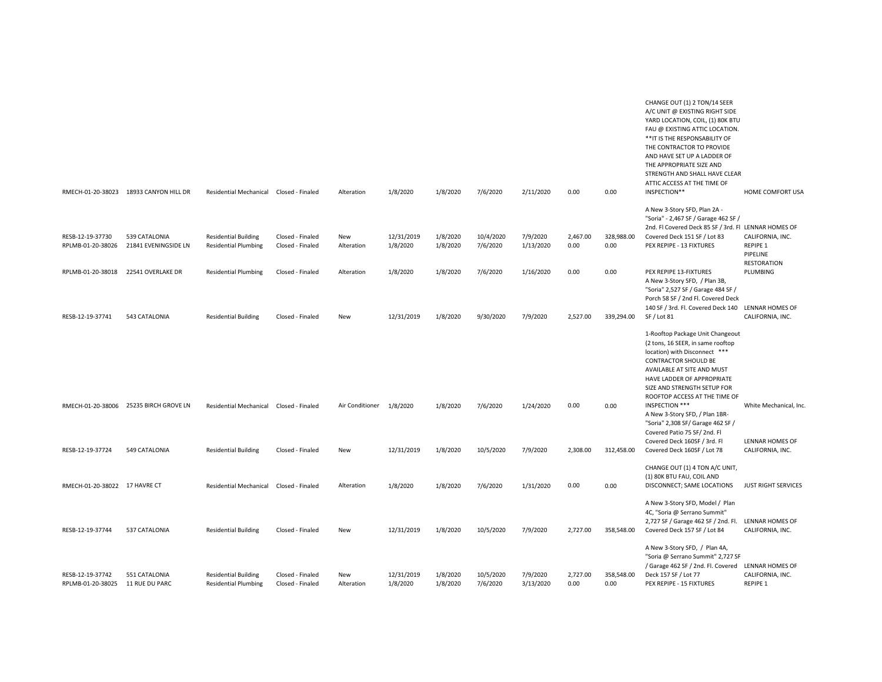| | | | | | | | | | | | | |
|---|---|---|---|---|---|---|---|---|---|---|---|---|
| RMECH-01-20-38023 | 18933 CANYON HILL DR | Residential Mechanical | Closed - Finaled | Alteration | 1/8/2020 | 1/8/2020 | 7/6/2020 | 2/11/2020 | 0.00 | 0.00 | CHANGE OUT (1) 2 TON/14 SEER A/C UNIT @ EXISTING RIGHT SIDE YARD LOCATION, COIL, (1) 80K BTU FAU @ EXISTING ATTIC LOCATION. **IT IS THE RESPONSABILITY OF THE CONTRACTOR TO PROVIDE AND HAVE SET UP A LADDER OF THE APPROPRIATE SIZE AND STRENGTH AND SHALL HAVE CLEAR ATTIC ACCESS AT THE TIME OF INSPECTION** | HOME COMFORT USA |
| RESB-12-19-37730 | 539 CATALONIA | Residential Building | Closed - Finaled | New | 12/31/2019 | 1/8/2020 | 10/4/2020 | 7/9/2020 | 2,467.00 | 328,988.00 | A New 3-Story SFD, Plan 2A - "Soria" - 2,467 SF / Garage 462 SF / 2nd. Fl Covered Deck 85 SF / 3rd. Fl Covered Deck 151 SF / Lot 83 | LENNAR HOMES OF CALIFORNIA, INC. |
| RPLMB-01-20-38026 | 21841 EVENINGSIDE LN | Residential Plumbing | Closed - Finaled | Alteration | 1/8/2020 | 1/8/2020 | 7/6/2020 | 1/13/2020 | 0.00 | 0.00 | PEX REPIPE - 13 FIXTURES | REPIPE 1 |
| RPLMB-01-20-38018 | 22541 OVERLAKE DR | Residential Plumbing | Closed - Finaled | Alteration | 1/8/2020 | 1/8/2020 | 7/6/2020 | 1/16/2020 | 0.00 | 0.00 | PEX REPIPE 13-FIXTURES | PIPELINE RESTORATION PLUMBING |
| RESB-12-19-37741 | 543 CATALONIA | Residential Building | Closed - Finaled | New | 12/31/2019 | 1/8/2020 | 9/30/2020 | 7/9/2020 | 2,527.00 | 339,294.00 | A New 3-Story SFD, / Plan 3B, "Soria" 2,527 SF / Garage 484 SF / Porch 58 SF / 2nd Fl. Covered Deck 140 SF / 3rd. Fl. Covered Deck 140 SF / Lot 81 | LENNAR HOMES OF CALIFORNIA, INC. |
| RMECH-01-20-38006 | 25235 BIRCH GROVE LN | Residential Mechanical | Closed - Finaled | Air Conditioner | 1/8/2020 | 1/8/2020 | 7/6/2020 | 1/24/2020 | 0.00 | 0.00 | 1-Rooftop Package Unit Changeout (2 tons, 16 SEER, in same rooftop location) with Disconnect *** CONTRACTOR SHOULD BE AVAILABLE AT SITE AND MUST HAVE LADDER OF APPROPRIATE SIZE AND STRENGTH SETUP FOR ROOFTOP ACCESS AT THE TIME OF INSPECTION *** | White Mechanical, Inc. |
| RESB-12-19-37724 | 549 CATALONIA | Residential Building | Closed - Finaled | New | 12/31/2019 | 1/8/2020 | 10/5/2020 | 7/9/2020 | 2,308.00 | 312,458.00 | A New 3-Story SFD, / Plan 1BR- "Soria" 2,308 SF/ Garage 462 SF / Covered Patio 75 SF/ 2nd. Fl Covered Deck 160SF / 3rd. Fl Covered Deck 160SF / Lot 78 | LENNAR HOMES OF CALIFORNIA, INC. |
| RMECH-01-20-38022 | 17 HAVRE CT | Residential Mechanical | Closed - Finaled | Alteration | 1/8/2020 | 1/8/2020 | 7/6/2020 | 1/31/2020 | 0.00 | 0.00 | CHANGE OUT (1) 4 TON A/C UNIT, (1) 80K BTU FAU, COIL AND DISCONNECT; SAME LOCATIONS | JUST RIGHT SERVICES |
| RESB-12-19-37744 | 537 CATALONIA | Residential Building | Closed - Finaled | New | 12/31/2019 | 1/8/2020 | 10/5/2020 | 7/9/2020 | 2,727.00 | 358,548.00 | A New 3-Story SFD, Model / Plan 4C, "Soria @ Serrano Summit" 2,727 SF / Garage 462 SF / 2nd. Fl. Covered Deck 157 SF / Lot 84 | LENNAR HOMES OF CALIFORNIA, INC. |
| RESB-12-19-37742 | 551 CATALONIA | Residential Building | Closed - Finaled | New | 12/31/2019 | 1/8/2020 | 10/5/2020 | 7/9/2020 | 2,727.00 | 358,548.00 | A New 3-Story SFD, / Plan 4A, "Soria @ Serrano Summit" 2,727 SF / Garage 462 SF / 2nd. Fl. Covered Deck 157 SF / Lot 77 | LENNAR HOMES OF CALIFORNIA, INC. |
| RPLMB-01-20-38025 | 11 RUE DU PARC | Residential Plumbing | Closed - Finaled | Alteration | 1/8/2020 | 1/8/2020 | 7/6/2020 | 3/13/2020 | 0.00 | 0.00 | PEX REPIPE - 15 FIXTURES | REPIPE 1 |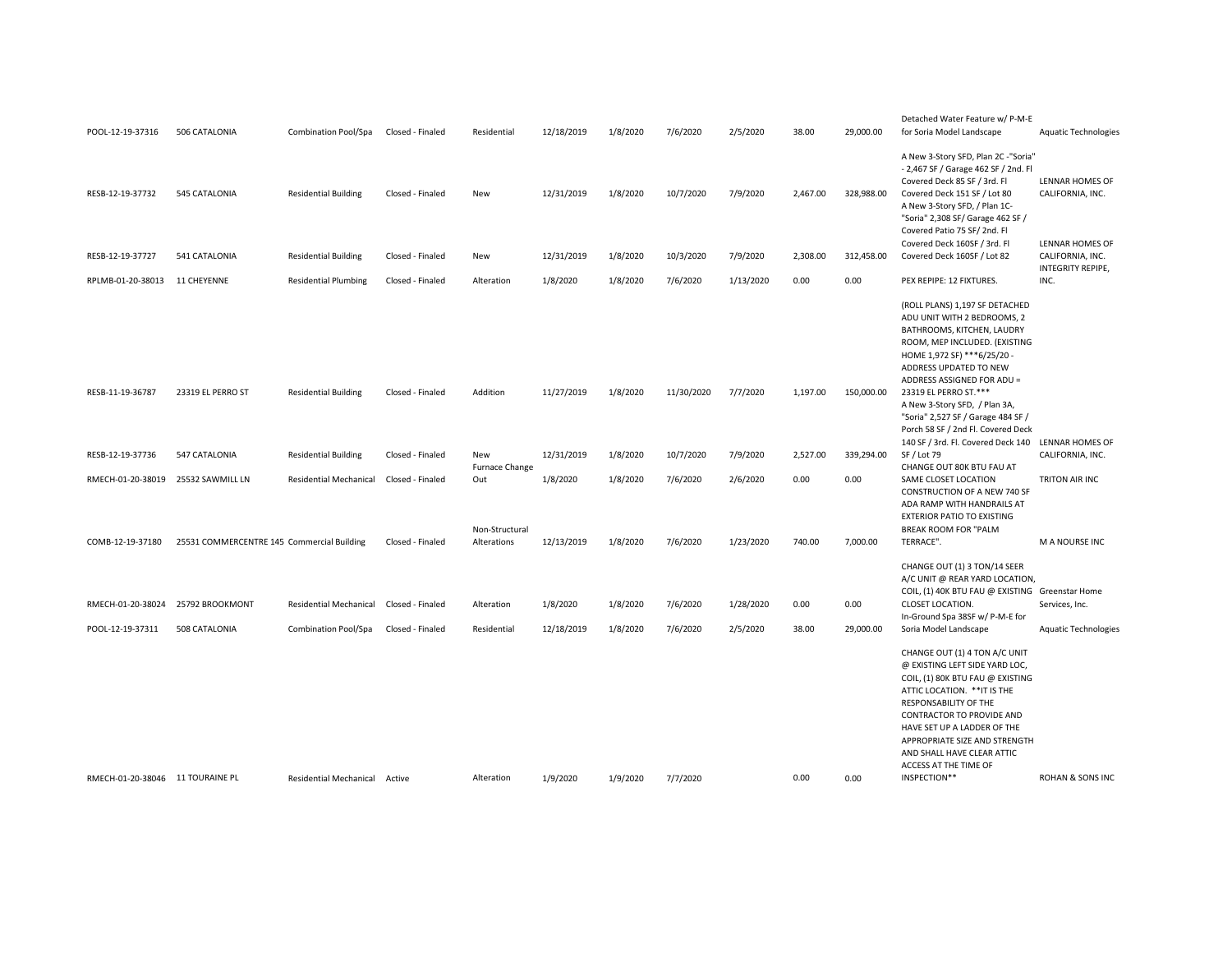| | | | | | | | | | | | | |
|---|---|---|---|---|---|---|---|---|---|---|---|---|
| POOL-12-19-37316 | 506 CATALONIA | Combination Pool/Spa | Closed - Finaled | Residential | 12/18/2019 | 1/8/2020 | 7/6/2020 | 2/5/2020 | 38.00 | 29,000.00 | Detached Water Feature w/ P-M-E for Soria Model Landscape | Aquatic Technologies |
| RESB-12-19-37732 | 545 CATALONIA | Residential Building | Closed - Finaled | New | 12/31/2019 | 1/8/2020 | 10/7/2020 | 7/9/2020 | 2,467.00 | 328,988.00 | A New 3-Story SFD, Plan 2C -"Soria" - 2,467 SF / Garage 462 SF / 2nd. Fl Covered Deck 85 SF / 3rd. Fl Covered Deck 151 SF / Lot 80 | LENNAR HOMES OF CALIFORNIA, INC. |
| RESB-12-19-37727 | 541 CATALONIA | Residential Building | Closed - Finaled | New | 12/31/2019 | 1/8/2020 | 10/3/2020 | 7/9/2020 | 2,308.00 | 312,458.00 | A New 3-Story SFD, / Plan 1C- "Soria" 2,308 SF/ Garage 462 SF / Covered Patio 75 SF/ 2nd. Fl Covered Deck 160SF / 3rd. Fl Covered Deck 160SF / Lot 82 | LENNAR HOMES OF CALIFORNIA, INC. |
| RPLMB-01-20-38013 | 11 CHEYENNE | Residential Plumbing | Closed - Finaled | Alteration | 1/8/2020 | 1/8/2020 | 7/6/2020 | 1/13/2020 | 0.00 | 0.00 | PEX REPIPE: 12 FIXTURES. | INTEGRITY REPIPE, INC. |
| RESB-11-19-36787 | 23319 EL PERRO ST | Residential Building | Closed - Finaled | Addition | 11/27/2019 | 1/8/2020 | 11/30/2020 | 7/7/2020 | 1,197.00 | 150,000.00 | (ROLL PLANS) 1,197 SF DETACHED ADU UNIT WITH 2 BEDROOMS, 2 BATHROOMS, KITCHEN, LAUDRY ROOM, MEP INCLUDED. (EXISTING HOME 1,972 SF) ***6/25/20 - ADDRESS UPDATED TO NEW ADDRESS ASSIGNED FOR ADU = 23319 EL PERRO ST.*** | |
| RESB-12-19-37736 | 547 CATALONIA | Residential Building | Closed - Finaled | New | 12/31/2019 | 1/8/2020 | 10/7/2020 | 7/9/2020 | 2,527.00 | 339,294.00 | A New 3-Story SFD, / Plan 3A, "Soria" 2,527 SF / Garage 484 SF / Porch 58 SF / 2nd Fl. Covered Deck 140 SF / 3rd. Fl. Covered Deck 140 SF / Lot 79 | LENNAR HOMES OF CALIFORNIA, INC. |
| RMECH-01-20-38019 | 25532 SAWMILL LN | Residential Mechanical | Closed - Finaled | Furnace Change Out | 1/8/2020 | 1/8/2020 | 7/6/2020 | 2/6/2020 | 0.00 | 0.00 | CHANGE OUT 80K BTU FAU AT SAME CLOSET LOCATION | TRITON AIR INC |
| COMB-12-19-37180 | 25531 COMMERCENTRE 145 | Commercial Building | Closed - Finaled | Non-Structural Alterations | 12/13/2019 | 1/8/2020 | 7/6/2020 | 1/23/2020 | 740.00 | 7,000.00 | CONSTRUCTION OF A NEW 740 SF ADA RAMP WITH HANDRAILS AT EXTERIOR PATIO TO EXISTING BREAK ROOM FOR "PALM TERRACE". | M A NOURSE INC |
| RMECH-01-20-38024 | 25792 BROOKMONT | Residential Mechanical | Closed - Finaled | Alteration | 1/8/2020 | 1/8/2020 | 7/6/2020 | 1/28/2020 | 0.00 | 0.00 | CHANGE OUT (1) 3 TON/14 SEER A/C UNIT @ REAR YARD LOCATION, COIL, (1) 40K BTU FAU @ EXISTING CLOSET LOCATION. | Greenstar Home Services, Inc. |
| POOL-12-19-37311 | 508 CATALONIA | Combination Pool/Spa | Closed - Finaled | Residential | 12/18/2019 | 1/8/2020 | 7/6/2020 | 2/5/2020 | 38.00 | 29,000.00 | In-Ground Spa 38SF w/ P-M-E for Soria Model Landscape | Aquatic Technologies |
| RMECH-01-20-38046 | 11 TOURAINE PL | Residential Mechanical | Active | Alteration | 1/9/2020 | 1/9/2020 | 7/7/2020 | | 0.00 | 0.00 | CHANGE OUT (1) 4 TON A/C UNIT @ EXISTING LEFT SIDE YARD LOC, COIL, (1) 80K BTU FAU @ EXISTING ATTIC LOCATION. **IT IS THE RESPONSABILITY OF THE CONTRACTOR TO PROVIDE AND HAVE SET UP A LADDER OF THE APPROPRIATE SIZE AND STRENGTH AND SHALL HAVE CLEAR ATTIC ACCESS AT THE TIME OF INSPECTION** | ROHAN & SONS INC |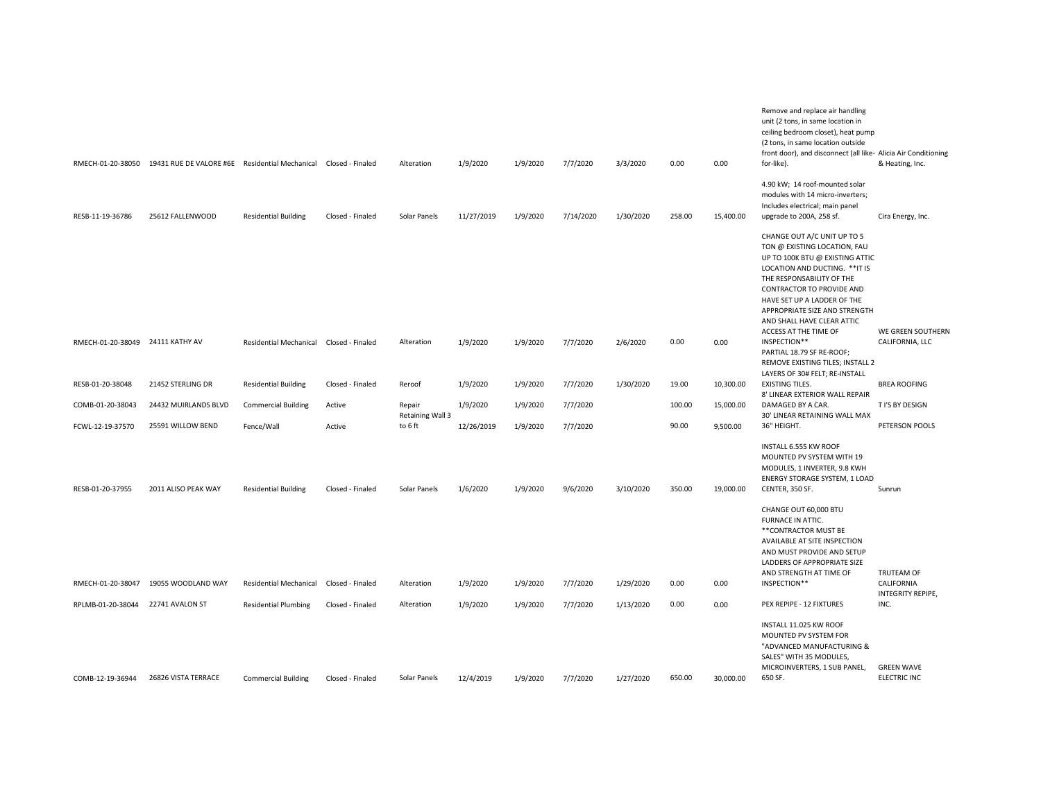| | | | | | | | | | | | | |
|---|---|---|---|---|---|---|---|---|---|---|---|---|
| RMECH-01-20-38050 | 19431 RUE DE VALORE #6E | Residential Mechanical | Closed - Finaled | Alteration | 1/9/2020 | 1/9/2020 | 7/7/2020 | 3/3/2020 | 0.00 | 0.00 | Remove and replace air handling unit (2 tons, in same location in ceiling bedroom closet), heat pump (2 tons, in same location outside front door), and disconnect (all like-for-like). | Alicia Air Conditioning & Heating, Inc. |
| RESB-11-19-36786 | 25612 FALLENWOOD | Residential Building | Closed - Finaled | Solar Panels | 11/27/2019 | 1/9/2020 | 7/14/2020 | 1/30/2020 | 258.00 | 15,400.00 | 4.90 kW; 14 roof-mounted solar modules with 14 micro-inverters; Includes electrical; main panel upgrade to 200A, 258 sf. | Cira Energy, Inc. |
| RMECH-01-20-38049 | 24111 KATHY AV | Residential Mechanical | Closed - Finaled | Alteration | 1/9/2020 | 1/9/2020 | 7/7/2020 | 2/6/2020 | 0.00 | 0.00 | CHANGE OUT A/C UNIT UP TO 5 TON @ EXISTING LOCATION, FAU UP TO 100K BTU @ EXISTING ATTIC LOCATION AND DUCTING. **IT IS THE RESPONSABILITY OF THE CONTRACTOR TO PROVIDE AND HAVE SET UP A LADDER OF THE APPROPRIATE SIZE AND STRENGTH AND SHALL HAVE CLEAR ATTIC ACCESS AT THE TIME OF INSPECTION** | WE GREEN SOUTHERN CALIFORNIA, LLC |
| RESB-01-20-38048 | 21452 STERLING DR | Residential Building | Closed - Finaled | Reroof | 1/9/2020 | 1/9/2020 | 7/7/2020 | 1/30/2020 | 19.00 | 10,300.00 | PARTIAL 18.79 SF RE-ROOF; REMOVE EXISTING TILES; INSTALL 2 LAYERS OF 30# FELT; RE-INSTALL EXISTING TILES. | BREA ROOFING |
| COMB-01-20-38043 | 24432 MUIRLANDS BLVD | Commercial Building | Active | Repair | 1/9/2020 | 1/9/2020 | 7/7/2020 | | 100.00 | 15,000.00 | 8' LINEAR EXTERIOR WALL REPAIR DAMAGED BY A CAR. | T I'S BY DESIGN |
| FCWL-12-19-37570 | 25591 WILLOW BEND | Fence/Wall | Active | Retaining Wall 3 to 6 ft | 12/26/2019 | 1/9/2020 | 7/7/2020 | | 90.00 | 9,500.00 | 30' LINEAR RETAINING WALL MAX 36" HEIGHT. | PETERSON POOLS |
| RESB-01-20-37955 | 2011 ALISO PEAK WAY | Residential Building | Closed - Finaled | Solar Panels | 1/6/2020 | 1/9/2020 | 9/6/2020 | 3/10/2020 | 350.00 | 19,000.00 | INSTALL 6.555 KW ROOF MOUNTED PV SYSTEM WITH 19 MODULES, 1 INVERTER, 9.8 KWH ENERGY STORAGE SYSTEM, 1 LOAD CENTER, 350 SF. | Sunrun |
| RMECH-01-20-38047 | 19055 WOODLAND WAY | Residential Mechanical | Closed - Finaled | Alteration | 1/9/2020 | 1/9/2020 | 7/7/2020 | 1/29/2020 | 0.00 | 0.00 | CHANGE OUT 60,000 BTU FURNACE IN ATTIC. **CONTRACTOR MUST BE AVAILABLE AT SITE INSPECTION AND MUST PROVIDE AND SETUP LADDERS OF APPROPRIATE SIZE AND STRENGTH AT TIME OF INSPECTION** | TRUTEAM OF CALIFORNIA |
| RPLMB-01-20-38044 | 22741 AVALON ST | Residential Plumbing | Closed - Finaled | Alteration | 1/9/2020 | 1/9/2020 | 7/7/2020 | 1/13/2020 | 0.00 | 0.00 | PEX REPIPE - 12 FIXTURES | INTEGRITY REPIPE, INC. |
| COMB-12-19-36944 | 26826 VISTA TERRACE | Commercial Building | Closed - Finaled | Solar Panels | 12/4/2019 | 1/9/2020 | 7/7/2020 | 1/27/2020 | 650.00 | 30,000.00 | INSTALL 11.025 KW ROOF MOUNTED PV SYSTEM FOR "ADVANCED MANUFACTURING & SALES" WITH 35 MODULES, MICROINVERTERS, 1 SUB PANEL, 650 SF. | GREEN WAVE ELECTRIC INC |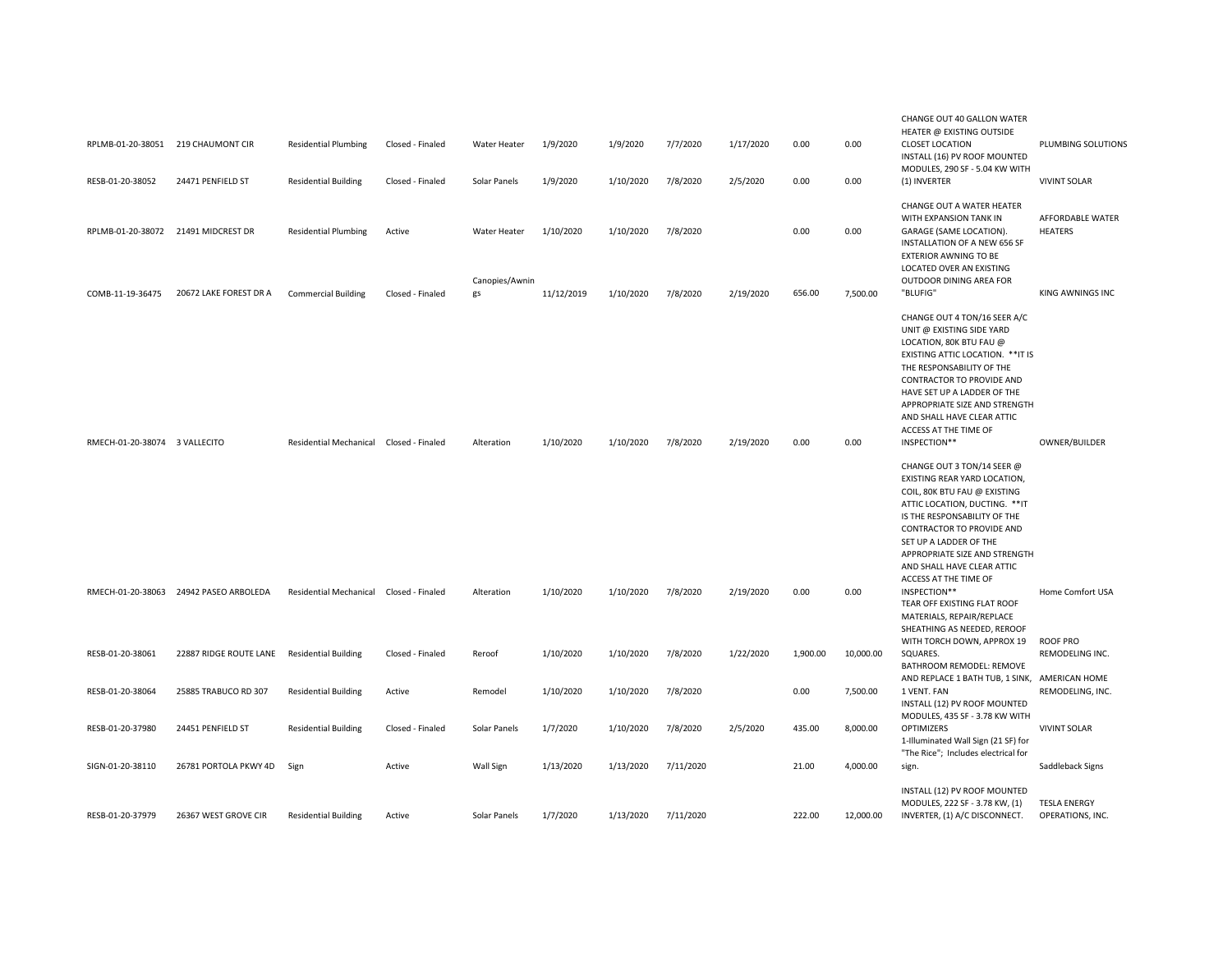| | | | | | | | | | | | | |
|---|---|---|---|---|---|---|---|---|---|---|---|---|
| RPLMB-01-20-38051 | 219 CHAUMONT CIR | Residential Plumbing | Closed - Finaled | Water Heater | 1/9/2020 | 1/9/2020 | 7/7/2020 | 1/17/2020 | 0.00 | 0.00 | CHANGE OUT 40 GALLON WATER HEATER @ EXISTING OUTSIDE CLOSET LOCATION | PLUMBING SOLUTIONS |
| RESB-01-20-38052 | 24471 PENFIELD ST | Residential Building | Closed - Finaled | Solar Panels | 1/9/2020 | 1/10/2020 | 7/8/2020 | 2/5/2020 | 0.00 | 0.00 | INSTALL (16) PV ROOF MOUNTED MODULES, 290 SF - 5.04 KW WITH (1) INVERTER | VIVINT SOLAR |
| RPLMB-01-20-38072 | 21491 MIDCREST DR | Residential Plumbing | Active | Water Heater | 1/10/2020 | 1/10/2020 | 7/8/2020 | | 0.00 | 0.00 | CHANGE OUT A WATER HEATER WITH EXPANSION TANK IN GARAGE (SAME LOCATION). | AFFORDABLE WATER HEATERS |
| COMB-11-19-36475 | 20672 LAKE FOREST DR A | Commercial Building | Closed - Finaled | Canopies/Awnings | 11/12/2019 | 1/10/2020 | 7/8/2020 | 2/19/2020 | 656.00 | 7,500.00 | INSTALLATION OF A NEW 656 SF EXTERIOR AWNING TO BE LOCATED OVER AN EXISTING OUTDOOR DINING AREA FOR "BLUFIG" | KING AWNINGS INC |
| RMECH-01-20-38074 | 3 VALLECITO | Residential Mechanical | Closed - Finaled | Alteration | 1/10/2020 | 1/10/2020 | 7/8/2020 | 2/19/2020 | 0.00 | 0.00 | CHANGE OUT 4 TON/16 SEER A/C UNIT @ EXISTING SIDE YARD LOCATION, 80K BTU FAU @ EXISTING ATTIC LOCATION. **IT IS THE RESPONSABILITY OF THE CONTRACTOR TO PROVIDE AND HAVE SET UP A LADDER OF THE APPROPRIATE SIZE AND STRENGTH AND SHALL HAVE CLEAR ATTIC ACCESS AT THE TIME OF INSPECTION** | OWNER/BUILDER |
| RMECH-01-20-38063 | 24942 PASEO ARBOLEDA | Residential Mechanical | Closed - Finaled | Alteration | 1/10/2020 | 1/10/2020 | 7/8/2020 | 2/19/2020 | 0.00 | 0.00 | CHANGE OUT 3 TON/14 SEER @ EXISTING REAR YARD LOCATION, COIL, 80K BTU FAU @ EXISTING ATTIC LOCATION, DUCTING. **IT IS THE RESPONSABILITY OF THE CONTRACTOR TO PROVIDE AND SET UP A LADDER OF THE APPROPRIATE SIZE AND STRENGTH AND SHALL HAVE CLEAR ATTIC ACCESS AT THE TIME OF INSPECTION** | Home Comfort USA |
| RESB-01-20-38061 | 22887 RIDGE ROUTE LANE | Residential Building | Closed - Finaled | Reroof | 1/10/2020 | 1/10/2020 | 7/8/2020 | 1/22/2020 | 1,900.00 | 10,000.00 | TEAR OFF EXISTING FLAT ROOF MATERIALS, REPAIR/REPLACE SHEATHING AS NEEDED, REROOF WITH TORCH DOWN, APPROX 19 SQUARES. | ROOF PRO REMODELING INC. |
| RESB-01-20-38064 | 25885 TRABUCO RD 307 | Residential Building | Active | Remodel | 1/10/2020 | 1/10/2020 | 7/8/2020 | | 0.00 | 7,500.00 | BATHROOM REMODEL: REMOVE AND REPLACE 1 BATH TUB, 1 SINK, 1 VENT. FAN | AMERICAN HOME REMODELING, INC. |
| RESB-01-20-37980 | 24451 PENFIELD ST | Residential Building | Closed - Finaled | Solar Panels | 1/7/2020 | 1/10/2020 | 7/8/2020 | 2/5/2020 | 435.00 | 8,000.00 | INSTALL (12) PV ROOF MOUNTED MODULES, 435 SF - 3.78 KW WITH OPTIMIZERS | VIVINT SOLAR |
| SIGN-01-20-38110 | 26781 PORTOLA PKWY 4D | Sign | Active | Wall Sign | 1/13/2020 | 1/13/2020 | 7/11/2020 | | 21.00 | 4,000.00 | 1-Illuminated Wall Sign (21 SF) for "The Rice"; Includes electrical for sign. | Saddleback Signs |
| RESB-01-20-37979 | 26367 WEST GROVE CIR | Residential Building | Active | Solar Panels | 1/7/2020 | 1/13/2020 | 7/11/2020 | | 222.00 | 12,000.00 | INSTALL (12) PV ROOF MOUNTED MODULES, 222 SF - 3.78 KW, (1) INVERTER, (1) A/C DISCONNECT. | TESLA ENERGY OPERATIONS, INC. |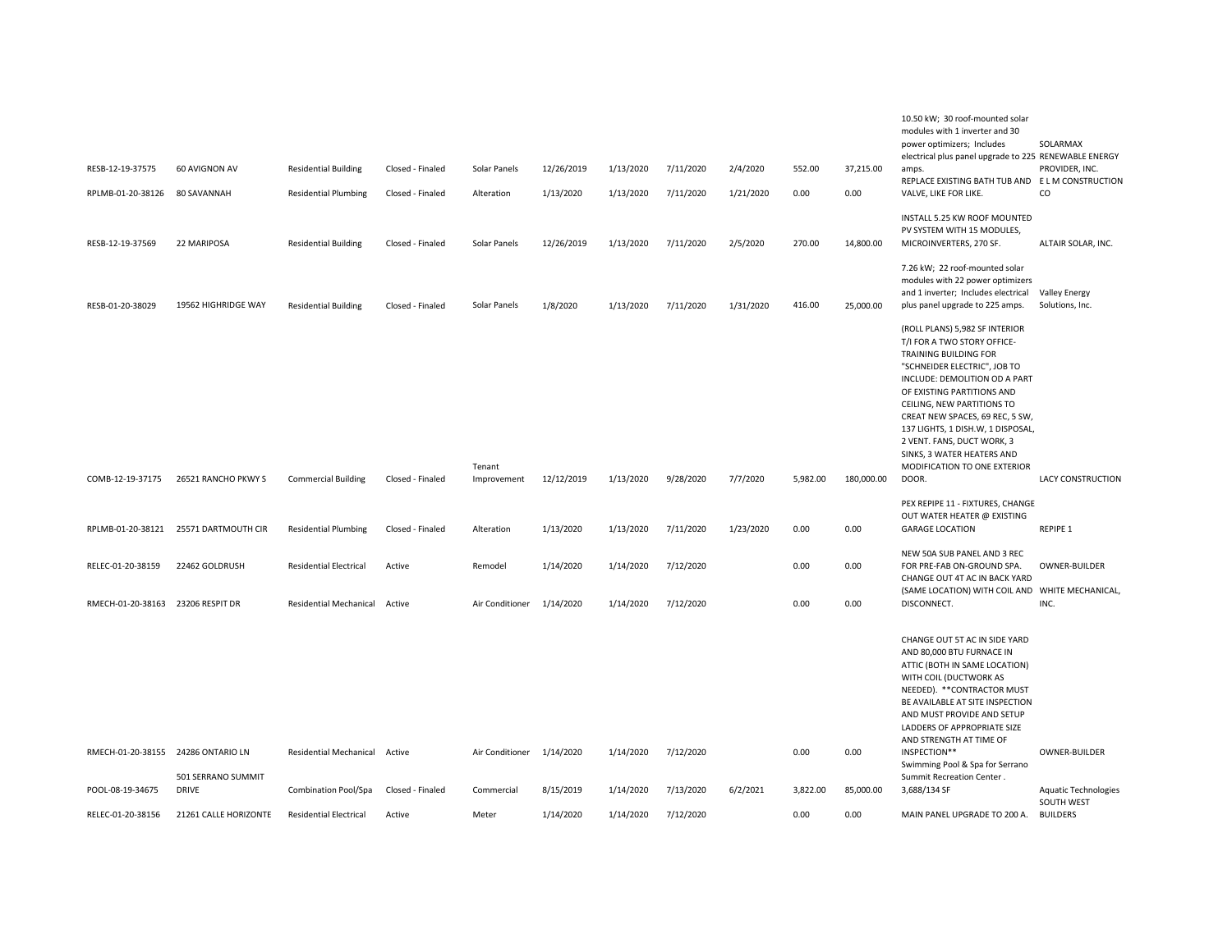| | | | | | | | | | | | | |
|---|---|---|---|---|---|---|---|---|---|---|---|---|
| RESB-12-19-37575 | 60 AVIGNON AV | Residential Building | Closed - Finaled | Solar Panels | 12/26/2019 | 1/13/2020 | 7/11/2020 | 2/4/2020 | 552.00 | 37,215.00 | 10.50 kW; 30 roof-mounted solar modules with 1 inverter and 30 power optimizers; Includes electrical plus panel upgrade to 225 amps. | SOLARMAX RENEWABLE ENERGY PROVIDER, INC. |
| RPLMB-01-20-38126 | 80 SAVANNAH | Residential Plumbing | Closed - Finaled | Alteration | 1/13/2020 | 1/13/2020 | 7/11/2020 | 1/21/2020 | 0.00 | 0.00 | REPLACE EXISTING BATH TUB AND VALVE, LIKE FOR LIKE. | E L M CONSTRUCTION CO |
| RESB-12-19-37569 | 22 MARIPOSA | Residential Building | Closed - Finaled | Solar Panels | 12/26/2019 | 1/13/2020 | 7/11/2020 | 2/5/2020 | 270.00 | 14,800.00 | INSTALL 5.25 KW ROOF MOUNTED PV SYSTEM WITH 15 MODULES, MICROINVERTERS, 270 SF. | ALTAIR SOLAR, INC. |
| RESB-01-20-38029 | 19562 HIGHRIDGE WAY | Residential Building | Closed - Finaled | Solar Panels | 1/8/2020 | 1/13/2020 | 7/11/2020 | 1/31/2020 | 416.00 | 25,000.00 | 7.26 kW; 22 roof-mounted solar modules with 22 power optimizers and 1 inverter; Includes electrical plus panel upgrade to 225 amps. | Valley Energy Solutions, Inc. |
| COMB-12-19-37175 | 26521 RANCHO PKWY S | Commercial Building | Closed - Finaled | Tenant Improvement | 12/12/2019 | 1/13/2020 | 9/28/2020 | 7/7/2020 | 5,982.00 | 180,000.00 | (ROLL PLANS) 5,982 SF INTERIOR T/I FOR A TWO STORY OFFICE-TRAINING BUILDING FOR "SCHNEIDER ELECTRIC", JOB TO INCLUDE: DEMOLITION OD A PART OF EXISTING PARTITIONS AND CEILING, NEW PARTITIONS TO CREAT NEW SPACES, 69 REC, 5 SW, 137 LIGHTS, 1 DISH.W, 1 DISPOSAL, 2 VENT. FANS, DUCT WORK, 3 SINKS, 3 WATER HEATERS AND MODIFICATION TO ONE EXTERIOR DOOR. | LACY CONSTRUCTION |
| RPLMB-01-20-38121 | 25571 DARTMOUTH CIR | Residential Plumbing | Closed - Finaled | Alteration | 1/13/2020 | 1/13/2020 | 7/11/2020 | 1/23/2020 | 0.00 | 0.00 | PEX REPIPE 11 - FIXTURES, CHANGE OUT WATER HEATER @ EXISTING GARAGE LOCATION | REPIPE 1 |
| RELEC-01-20-38159 | 22462 GOLDRUSH | Residential Electrical | Active | Remodel | 1/14/2020 | 1/14/2020 | 7/12/2020 | | 0.00 | 0.00 | NEW 50A SUB PANEL AND 3 REC FOR PRE-FAB ON-GROUND SPA. | OWNER-BUILDER |
| RMECH-01-20-38163 | 23206 RESPIT DR | Residential Mechanical | Active | Air Conditioner | 1/14/2020 | 1/14/2020 | 7/12/2020 | | 0.00 | 0.00 | CHANGE OUT 4T AC IN BACK YARD (SAME LOCATION) WITH COIL AND DISCONNECT. | WHITE MECHANICAL, INC. |
| RMECH-01-20-38155 | 24286 ONTARIO LN | Residential Mechanical | Active | Air Conditioner | 1/14/2020 | 1/14/2020 | 7/12/2020 | | 0.00 | 0.00 | CHANGE OUT 5T AC IN SIDE YARD AND 80,000 BTU FURNACE IN ATTIC (BOTH IN SAME LOCATION) WITH COIL (DUCTWORK AS NEEDED). **CONTRACTOR MUST BE AVAILABLE AT SITE INSPECTION AND MUST PROVIDE AND SETUP LADDERS OF APPROPRIATE SIZE AND STRENGTH AT TIME OF INSPECTION** | OWNER-BUILDER |
| POOL-08-19-34675 | 501 SERRANO SUMMIT DRIVE | Combination Pool/Spa | Closed - Finaled | Commercial | 8/15/2019 | 1/14/2020 | 7/13/2020 | 6/2/2021 | 3,822.00 | 85,000.00 | Swimming Pool & Spa for Serrano Summit Recreation Center . 3,688/134 SF | Aquatic Technologies |
| RELEC-01-20-38156 | 21261 CALLE HORIZONTE | Residential Electrical | Active | Meter | 1/14/2020 | 1/14/2020 | 7/12/2020 | | 0.00 | 0.00 | MAIN PANEL UPGRADE TO 200 A. | SOUTH WEST BUILDERS |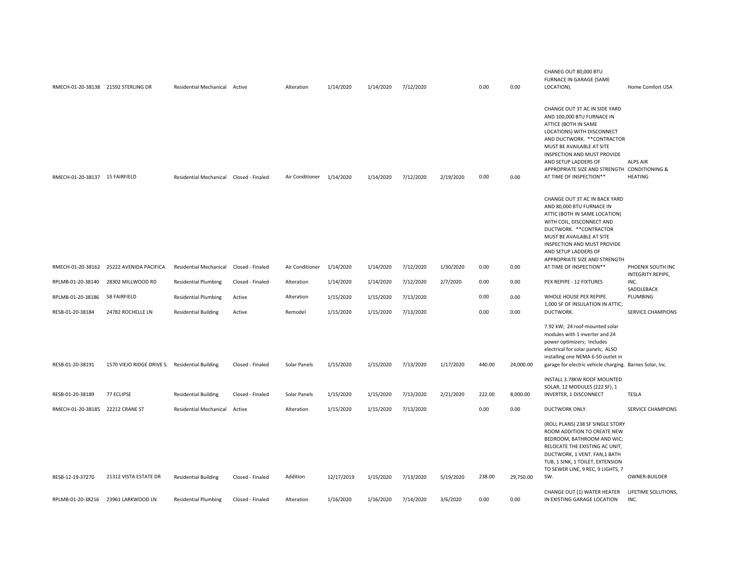| | | | | | | | | | | | | |
|---|---|---|---|---|---|---|---|---|---|---|---|---|
| RMECH-01-20-38138 | 21592 STERLING DR | Residential Mechanical | Active | Alteration | 1/14/2020 | 1/14/2020 | 7/12/2020 | | 0.00 | 0.00 | CHANEG OUT 80,000 BTU FURNACE IN GARAGE (SAME LOCATION). | Home Comfort USA |
| RMECH-01-20-38137 | 15 FAIRFIELD | Residential Mechanical | Closed - Finaled | Air Conditioner | 1/14/2020 | 1/14/2020 | 7/12/2020 | 2/19/2020 | 0.00 | 0.00 | CHANGE OUT 3T AC IN SIDE YARD AND 100,000 BTU FURNACE IN ATTICE (BOTH IN SAME LOCATIONS) WITH DISCONNECT AND DUCTWORK. **CONTRACTOR MUST BE AVAILABLE AT SITE INSPECTION AND MUST PROVIDE AND SETUP LADDERS OF APPROPRIATE SIZE AND STRENGTH AT TIME OF INSPECTION** | ALPS AIR CONDITIONING & HEATING |
| RMECH-01-20-38162 | 25222 AVENIDA PACIFICA | Residential Mechanical | Closed - Finaled | Air Conditioner | 1/14/2020 | 1/14/2020 | 7/12/2020 | 1/30/2020 | 0.00 | 0.00 | CHANGE OUT 3T AC IN BACK YARD AND 80,000 BTU FURNACE IN ATTIC (BOTH IN SAME LOCATION) WITH COIL, DISCONNECT AND DUCTWORK. **CONTRACTOR MUST BE AVAILABLE AT SITE INSPECTION AND MUST PROVIDE AND SETUP LADDERS OF APPROPRIATE SIZE AND STRENGTH AT TIME OF INSPECTION** | PHOENIX SOUTH INC |
| RPLMB-01-20-38140 | 28302 MILLWOOD RD | Residential Plumbing | Closed - Finaled | Alteration | 1/14/2020 | 1/14/2020 | 7/12/2020 | 2/7/2020 | 0.00 | 0.00 | PEX REPIPE - 12 FIXTURES | INTEGRITY REPIPE, INC. |
| RPLMB-01-20-38186 | 58 FAIRFIELD | Residential Plumbing | Active | Alteration | 1/15/2020 | 1/15/2020 | 7/13/2020 | | 0.00 | 0.00 | WHOLE HOUSE PEX REPIPE. | SADDLEBACK PLUMBING |
| RESB-01-20-38184 | 24782 ROCHELLE LN | Residential Building | Active | Remodel | 1/15/2020 | 1/15/2020 | 7/13/2020 | | 0.00 | 0.00 | 1,000 SF OF INSULATION IN ATTIC; DUCTWORK. | SERVICE CHAMPIONS |
| RESB-01-20-38191 | 1570 VIEJO RIDGE DRIVE S. | Residential Building | Closed - Finaled | Solar Panels | 1/15/2020 | 1/15/2020 | 7/13/2020 | 1/17/2020 | 440.00 | 24,000.00 | 7.92 kW; 24 roof-mounted solar modules with 1 inverter and 24 power optimizers; Includes electrical for solar panels; ALSO installing one NEMA 6-50 outlet in garage for electric vehicle charging. | Barnes Solar, Inc. |
| RESB-01-20-38189 | 77 ECLIPSE | Residential Building | Closed - Finaled | Solar Panels | 1/15/2020 | 1/15/2020 | 7/13/2020 | 2/21/2020 | 222.00 | 8,000.00 | INSTALL 3.78KW ROOF MOUNTED SOLAR, 12 MODULES (222 SF), 1 INVERTER, 1 DISCONNECT | TESLA |
| RMECH-01-20-38185 | 22212 CRANE ST | Residential Mechanical | Active | Alteration | 1/15/2020 | 1/15/2020 | 7/13/2020 | | 0.00 | 0.00 | DUCTWORK ONLY. | SERVICE CHAMPIONS |
| RESB-12-19-37270 | 21312 VISTA ESTATE DR | Residential Building | Closed - Finaled | Addition | 12/17/2019 | 1/15/2020 | 7/13/2020 | 5/19/2020 | 238.00 | 29,750.00 | (ROLL PLANS) 238 SF SINGLE STORY ROOM ADDITION TO CREATE NEW BEDROOM, BATHROOM AND WIC; RELOCATE THE EXISTING AC UNIT, DUCTWORK, 1 VENT. FAN,1 BATH TUB, 1 SINK, 1 TOILET, EXTENSION TO SEWER LINE, 9 REC, 9 LIGHTS, 7 SW. | OWNER-BUILDER |
| RPLMB-01-20-38216 | 23961 LARKWOOD LN | Residential Plumbing | Closed - Finaled | Alteration | 1/16/2020 | 1/16/2020 | 7/14/2020 | 3/6/2020 | 0.00 | 0.00 | CHANGE OUT (1) WATER HEATER IN EXISTING GARAGE LOCATION | LIFETIME SOLUTIONS, INC. |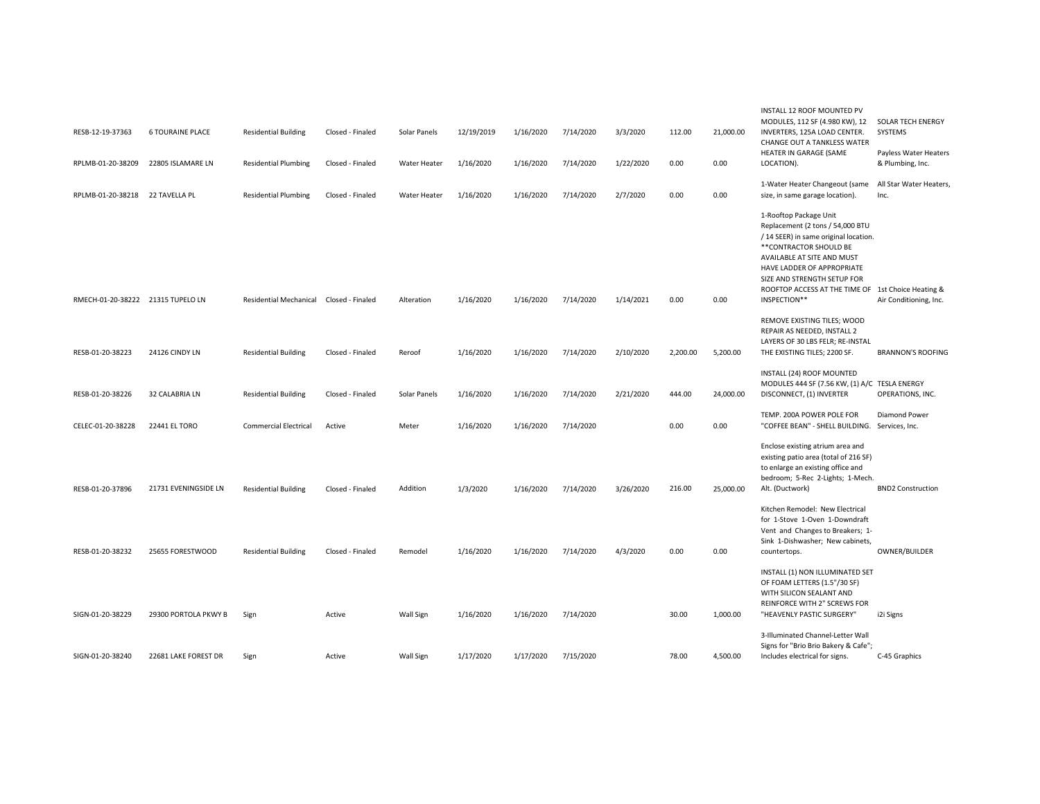| | | | | | | | | | | | | |
|---|---|---|---|---|---|---|---|---|---|---|---|---|
| RESB-12-19-37363 | 6 TOURAINE PLACE | Residential Building | Closed - Finaled | Solar Panels | 12/19/2019 | 1/16/2020 | 7/14/2020 | 3/3/2020 | 112.00 | 21,000.00 | INSTALL 12 ROOF MOUNTED PV MODULES, 112 SF (4.980 KW), 12 INVERTERS, 125A LOAD CENTER. | SOLAR TECH ENERGY SYSTEMS |
| RPLMB-01-20-38209 | 22805 ISLAMARE LN | Residential Plumbing | Closed - Finaled | Water Heater | 1/16/2020 | 1/16/2020 | 7/14/2020 | 1/22/2020 | 0.00 | 0.00 | CHANGE OUT A TANKLESS WATER HEATER IN GARAGE (SAME LOCATION). | Payless Water Heaters & Plumbing, Inc. |
| RPLMB-01-20-38218 | 22 TAVELLA PL | Residential Plumbing | Closed - Finaled | Water Heater | 1/16/2020 | 1/16/2020 | 7/14/2020 | 2/7/2020 | 0.00 | 0.00 | 1-Water Heater Changeout (same size, in same garage location). | All Star Water Heaters, Inc. |
| RMECH-01-20-38222 | 21315 TUPELO LN | Residential Mechanical | Closed - Finaled | Alteration | 1/16/2020 | 1/16/2020 | 7/14/2020 | 1/14/2021 | 0.00 | 0.00 | 1-Rooftop Package Unit Replacement (2 tons / 54,000 BTU / 14 SEER) in same original location. **CONTRACTOR SHOULD BE AVAILABLE AT SITE AND MUST HAVE LADDER OF APPROPRIATE SIZE AND STRENGTH SETUP FOR ROOFTOP ACCESS AT THE TIME OF INSPECTION** | 1st Choice Heating & Air Conditioning, Inc. |
| RESB-01-20-38223 | 24126 CINDY LN | Residential Building | Closed - Finaled | Reroof | 1/16/2020 | 1/16/2020 | 7/14/2020 | 2/10/2020 | 2,200.00 | 5,200.00 | REMOVE EXISTING TILES; WOOD REPAIR AS NEEDED, INSTALL 2 LAYERS OF 30 LBS FELR; RE-INSTAL THE EXISTING TILES; 2200 SF. | BRANNON'S ROOFING |
| RESB-01-20-38226 | 32 CALABRIA LN | Residential Building | Closed - Finaled | Solar Panels | 1/16/2020 | 1/16/2020 | 7/14/2020 | 2/21/2020 | 444.00 | 24,000.00 | INSTALL (24) ROOF MOUNTED MODULES 444 SF (7.56 KW, (1) A/C DISCONNECT, (1) INVERTER | TESLA ENERGY OPERATIONS, INC. |
| CELEC-01-20-38228 | 22441 EL TORO | Commercial Electrical | Active | Meter | 1/16/2020 | 1/16/2020 | 7/14/2020 | | 0.00 | 0.00 | TEMP. 200A POWER POLE FOR "COFFEE BEAN" - SHELL BUILDING. | Diamond Power Services, Inc. |
| RESB-01-20-37896 | 21731 EVENINGSIDE LN | Residential Building | Closed - Finaled | Addition | 1/3/2020 | 1/16/2020 | 7/14/2020 | 3/26/2020 | 216.00 | 25,000.00 | Enclose existing atrium area and existing patio area (total of 216 SF) to enlarge an existing office and bedroom; 5-Rec 2-Lights; 1-Mech. Alt. (Ductwork) | BND2 Construction |
| RESB-01-20-38232 | 25655 FORESTWOOD | Residential Building | Closed - Finaled | Remodel | 1/16/2020 | 1/16/2020 | 7/14/2020 | 4/3/2020 | 0.00 | 0.00 | Kitchen Remodel: New Electrical for 1-Stove 1-Oven 1-Downdraft Vent and Changes to Breakers; 1-Sink 1-Dishwasher; New cabinets, countertops. | OWNER/BUILDER |
| SIGN-01-20-38229 | 29300 PORTOLA PKWY B | Sign | Active | Wall Sign | 1/16/2020 | 1/16/2020 | 7/14/2020 | | 30.00 | 1,000.00 | INSTALL (1) NON ILLUMINATED SET OF FOAM LETTERS (1.5"/30 SF) WITH SILICON SEALANT AND REINFORCE WITH 2" SCREWS FOR "HEAVENLY PASTIC SURGERY" | i2i Signs |
| SIGN-01-20-38240 | 22681 LAKE FOREST DR | Sign | Active | Wall Sign | 1/17/2020 | 1/17/2020 | 7/15/2020 | | 78.00 | 4,500.00 | 3-Illuminated Channel-Letter Wall Signs for "Brio Brio Bakery & Cafe"; Includes electrical for signs. | C-45 Graphics |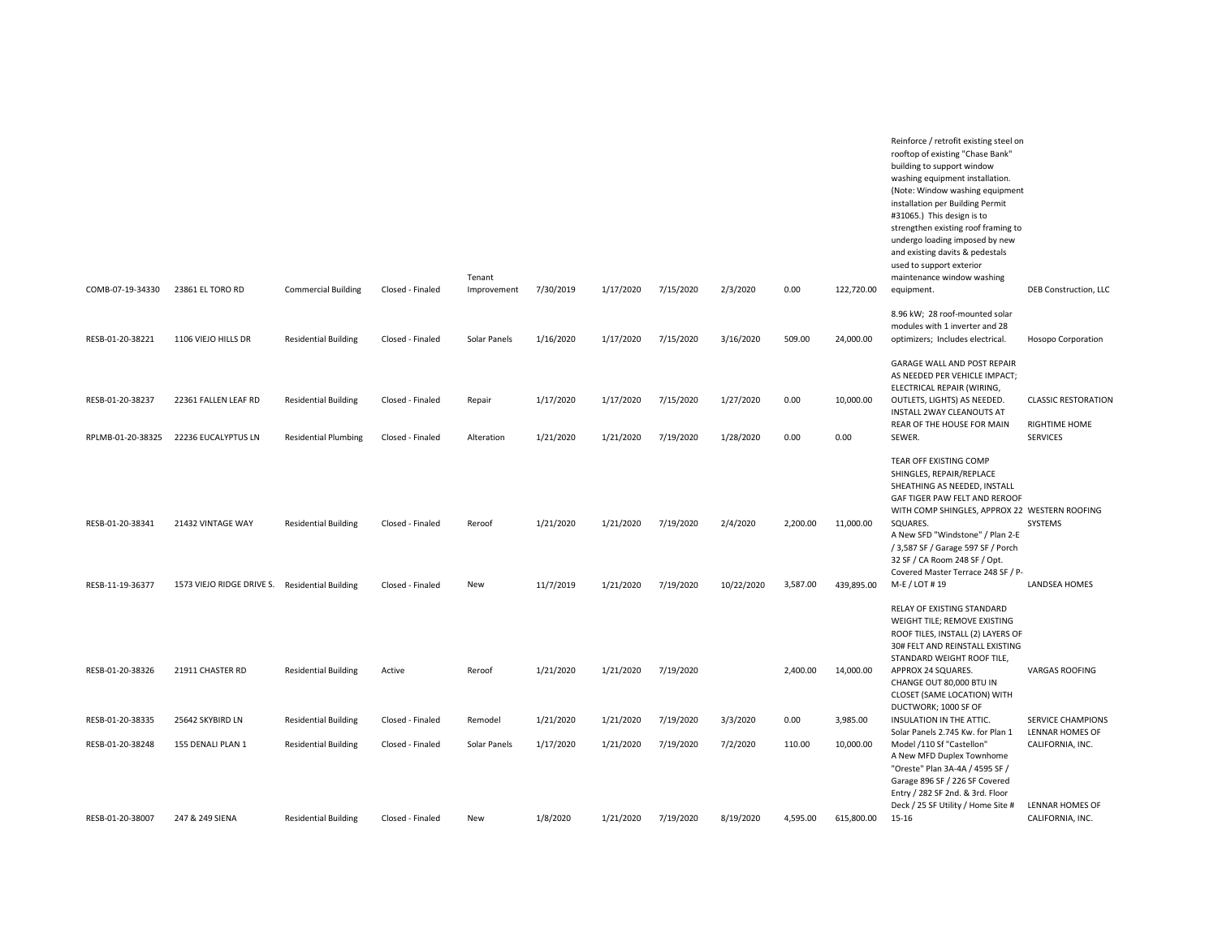| | | | | | | | | | | | | |
|---|---|---|---|---|---|---|---|---|---|---|---|---|
| COMB-07-19-34330 | 23861 EL TORO RD | Commercial Building | Closed - Finaled | Tenant Improvement | 7/30/2019 | 1/17/2020 | 7/15/2020 | 2/3/2020 | 0.00 | 122,720.00 | Reinforce / retrofit existing steel on rooftop of existing "Chase Bank" building to support window washing equipment installation. (Note: Window washing equipment installation per Building Permit #31065.) This design is to strengthen existing roof framing to undergo loading imposed by new and existing davits & pedestals used to support exterior maintenance window washing equipment. | DEB Construction, LLC |
| RESB-01-20-38221 | 1106 VIEJO HILLS DR | Residential Building | Closed - Finaled | Solar Panels | 1/16/2020 | 1/17/2020 | 7/15/2020 | 3/16/2020 | 509.00 | 24,000.00 | 8.96 kW; 28 roof-mounted solar modules with 1 inverter and 28 optimizers; Includes electrical. | Hosopo Corporation |
| RESB-01-20-38237 | 22361 FALLEN LEAF RD | Residential Building | Closed - Finaled | Repair | 1/17/2020 | 1/17/2020 | 7/15/2020 | 1/27/2020 | 0.00 | 10,000.00 | GARAGE WALL AND POST REPAIR AS NEEDED PER VEHICLE IMPACT; ELECTRICAL REPAIR (WIRING, OUTLETS, LIGHTS) AS NEEDED. | CLASSIC RESTORATION |
| RPLMB-01-20-38325 | 22236 EUCALYPTUS LN | Residential Plumbing | Closed - Finaled | Alteration | 1/21/2020 | 1/21/2020 | 7/19/2020 | 1/28/2020 | 0.00 | 0.00 | INSTALL 2WAY CLEANOUTS AT REAR OF THE HOUSE FOR MAIN SEWER. | RIGHTIME HOME SERVICES |
| RESB-01-20-38341 | 21432 VINTAGE WAY | Residential Building | Closed - Finaled | Reroof | 1/21/2020 | 1/21/2020 | 7/19/2020 | 2/4/2020 | 2,200.00 | 11,000.00 | TEAR OFF EXISTING COMP SHINGLES, REPAIR/REPLACE SHEATHING AS NEEDED, INSTALL GAF TIGER PAW FELT AND REROOF WITH COMP SHINGLES, APPROX 22 SQUARES. | WESTERN ROOFING SYSTEMS |
| RESB-11-19-36377 | 1573 VIEJO RIDGE DRIVE S. | Residential Building | Closed - Finaled | New | 11/7/2019 | 1/21/2020 | 7/19/2020 | 10/22/2020 | 3,587.00 | 439,895.00 | A New SFD "Windstone" / Plan 2-E / 3,587 SF / Garage 597 SF / Porch 32 SF / CA Room 248 SF / Opt. Covered Master Terrace 248 SF / P-M-E / LOT # 19 | LANDSEA HOMES |
| RESB-01-20-38326 | 21911 CHASTER RD | Residential Building | Active | Reroof | 1/21/2020 | 1/21/2020 | 7/19/2020 | | 2,400.00 | 14,000.00 | RELAY OF EXISTING STANDARD WEIGHT TILE; REMOVE EXISTING ROOF TILES, INSTALL (2) LAYERS OF 30# FELT AND REINSTALL EXISTING STANDARD WEIGHT ROOF TILE, APPROX 24 SQUARES. | VARGAS ROOFING |
| RESB-01-20-38335 | 25642 SKYBIRD LN | Residential Building | Closed - Finaled | Remodel | 1/21/2020 | 1/21/2020 | 7/19/2020 | 3/3/2020 | 0.00 | 3,985.00 | CHANGE OUT 80,000 BTU IN CLOSET (SAME LOCATION) WITH DUCTWORK; 1000 SF OF INSULATION IN THE ATTIC. | SERVICE CHAMPIONS |
| RESB-01-20-38248 | 155 DENALI PLAN 1 | Residential Building | Closed - Finaled | Solar Panels | 1/17/2020 | 1/21/2020 | 7/19/2020 | 7/2/2020 | 110.00 | 10,000.00 | Solar Panels 2.745 Kw. for Plan 1 Model /110 Sf "Castellon" | LENNAR HOMES OF CALIFORNIA, INC. |
| RESB-01-20-38007 | 247 & 249 SIENA | Residential Building | Closed - Finaled | New | 1/8/2020 | 1/21/2020 | 7/19/2020 | 8/19/2020 | 4,595.00 | 615,800.00 | A New MFD Duplex Townhome "Oreste" Plan 3A-4A / 4595 SF / Garage 896 SF / 226 SF Covered Entry / 282 SF 2nd. & 3rd. Floor Deck / 25 SF Utility / Home Site # 15-16 | LENNAR HOMES OF CALIFORNIA, INC. |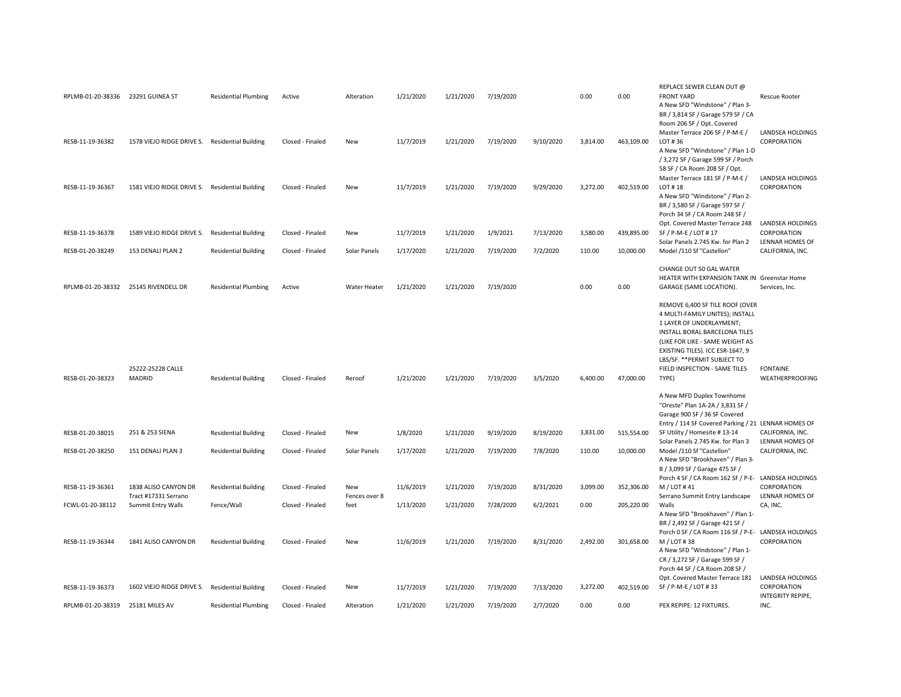| | | | | | | | | | | | | |
|---|---|---|---|---|---|---|---|---|---|---|---|---|
| RPLMB-01-20-38336 | 23291 GUINEA ST | Residential Plumbing | Active | Alteration | 1/21/2020 | 1/21/2020 | 7/19/2020 | | 0.00 | 0.00 | REPLACE SEWER CLEAN OUT @ FRONT YARD | Rescue Rooter |
| RESB-11-19-36382 | 1578 VIEJO RIDGE DRIVE S. | Residential Building | Closed - Finaled | New | 11/7/2019 | 1/21/2020 | 7/19/2020 | 9/10/2020 | 3,814.00 | 463,109.00 | A New SFD "Windstone" / Plan 3-BR / 3,814 SF / Garage 579 SF / CA Room 206 SF / Opt. Covered Master Terrace 206 SF / P-M-E / LOT # 36 | LANDSEA HOLDINGS CORPORATION |
| RESB-11-19-36367 | 1581 VIEJO RIDGE DRIVE S. | Residential Building | Closed - Finaled | New | 11/7/2019 | 1/21/2020 | 7/19/2020 | 9/29/2020 | 3,272.00 | 402,519.00 | A New SFD "Windstone" / Plan 1-D / 3,272 SF / Garage 599 SF / Porch 58 SF / CA Room 208 SF / Opt. Master Terrace 181 SF / P-M-E / LOT # 18 | LANDSEA HOLDINGS CORPORATION |
| RESB-11-19-36378 | 1589 VIEJO RIDGE DRIVE S. | Residential Building | Closed - Finaled | New | 11/7/2019 | 1/21/2020 | 1/9/2021 | 7/13/2020 | 3,580.00 | 439,895.00 | A New SFD "Windstone" / Plan 2-BR / 3,580 SF / Garage 597 SF / Porch 34 SF / CA Room 248 SF / Opt. Covered Master Terrace 248 SF / P-M-E / LOT # 17 | LANDSEA HOLDINGS CORPORATION |
| RESB-01-20-38249 | 153 DENALI PLAN 2 | Residential Building | Closed - Finaled | Solar Panels | 1/17/2020 | 1/21/2020 | 7/19/2020 | 7/2/2020 | 110.00 | 10,000.00 | Solar Panels 2.745 Kw. for Plan 2 Model /110 Sf "Castellon" | LENNAR HOMES OF CALIFORNIA, INC. |
| RPLMB-01-20-38332 | 25145 RIVENDELL DR | Residential Plumbing | Active | Water Heater | 1/21/2020 | 1/21/2020 | 7/19/2020 | | 0.00 | 0.00 | CHANGE OUT 50 GAL WATER HEATER WITH EXPANSION TANK IN GARAGE (SAME LOCATION). | Greenstar Home Services, Inc. |
| RESB-01-20-38323 | 25222-25228 CALLE MADRID | Residential Building | Closed - Finaled | Reroof | 1/21/2020 | 1/21/2020 | 7/19/2020 | 3/5/2020 | 6,400.00 | 47,000.00 | REMOVE 6,400 SF TILE ROOF (OVER 4 MULTI-FAMILY UNITES); INSTALL 1 LAYER OF UNDERLAYMENT; INSTALL BORAL BARCELONA TILES (LIKE FOR LIKE - SAME WEIGHT AS EXISTING TILES). ICC ESR-1647, 9 LBS/SF. **PERMIT SUBJECT TO FIELD INSPECTION - SAME TILES TYPE) | FONTAINE WEATHERPROOFING |
| RESB-01-20-38015 | 251 & 253 SIENA | Residential Building | Closed - Finaled | New | 1/8/2020 | 1/21/2020 | 9/19/2020 | 8/19/2020 | 3,831.00 | 515,554.00 | A New MFD Duplex Townhome "Oreste" Plan 1A-2A / 3,831 SF / Garage 900 SF / 36 SF Covered Entry / 114 SF Covered Parking / 21 SF Utility / Homesite # 13-14 | LENNAR HOMES OF CALIFORNIA, INC. |
| RESB-01-20-38250 | 151 DENALI PLAN 3 | Residential Building | Closed - Finaled | Solar Panels | 1/17/2020 | 1/21/2020 | 7/19/2020 | 7/8/2020 | 110.00 | 10,000.00 | Solar Panels 2.745 Kw. for Plan 3 Model /110 Sf "Castellon" | LENNAR HOMES OF CALIFORNIA, INC. |
| RESB-11-19-36361 | 1838 ALISO CANYON DR | Residential Building | Closed - Finaled | New | 11/6/2019 | 1/21/2020 | 7/19/2020 | 8/31/2020 | 3,099.00 | 352,306.00 | A New SFD "Brookhaven" / Plan 3-B / 3,099 SF / Garage 475 SF / Porch 4 SF / CA Room 162 SF / P-E-M / LOT # 41 | LANDSEA HOLDINGS CORPORATION |
| FCWL-01-20-38112 | Tract #17331 Serrano Summit Entry Walls | Fence/Wall | Closed - Finaled | New Fences over 8 feet | 1/13/2020 | 1/21/2020 | 7/28/2020 | 6/2/2021 | 0.00 | 205,220.00 | Serrano Summit Entry Landscape Walls | LENNAR HOMES OF CA, INC. |
| RESB-11-19-36344 | 1841 ALISO CANYON DR | Residential Building | Closed - Finaled | New | 11/6/2019 | 1/21/2020 | 7/19/2020 | 8/31/2020 | 2,492.00 | 301,658.00 | A New SFD "Brookhaven" / Plan 1-BR / 2,492 SF / Garage 421 SF / Porch 0 SF / CA Room 116 SF / P-E-M / LOT # 38 | LANDSEA HOLDINGS CORPORATION |
| RESB-11-19-36373 | 1602 VIEJO RIDGE DRIVE S. | Residential Building | Closed - Finaled | New | 11/7/2019 | 1/21/2020 | 7/19/2020 | 7/13/2020 | 3,272.00 | 402,519.00 | A New SFD "Windstone" / Plan 1-CR / 3,272 SF / Garage 599 SF / Porch 44 SF / CA Room 208 SF / Opt. Covered Master Terrace 181 SF / P-M-E / LOT # 33 | LANDSEA HOLDINGS CORPORATION |
| RPLMB-01-20-38319 | 25181 MILES AV | Residential Plumbing | Closed - Finaled | Alteration | 1/21/2020 | 1/21/2020 | 7/19/2020 | 2/7/2020 | 0.00 | 0.00 | PEX REPIPE: 12 FIXTURES. | INTEGRITY REPIPE, INC. |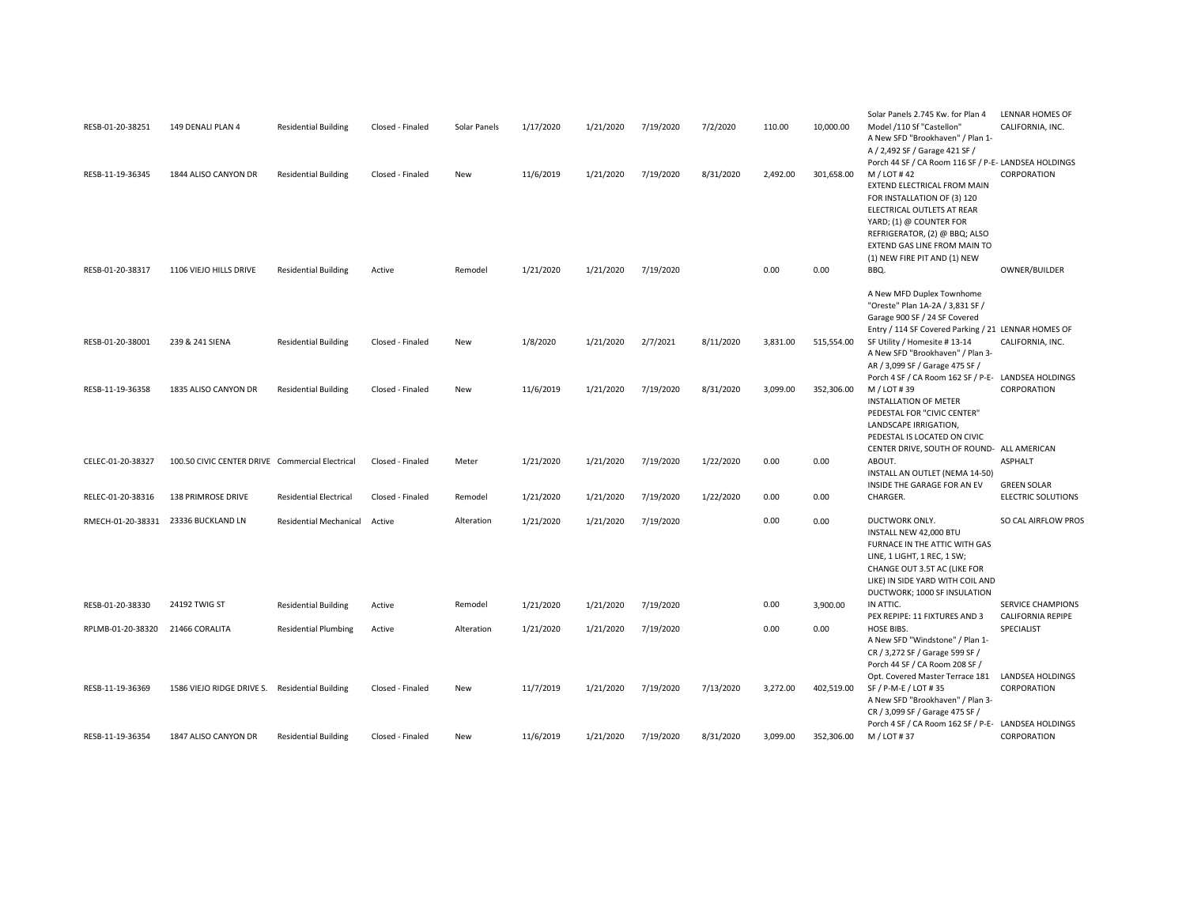| | | | | | | | | | | | | |
|---|---|---|---|---|---|---|---|---|---|---|---|---|
| RESB-01-20-38251 | 149 DENALI PLAN 4 | Residential Building | Closed - Finaled | Solar Panels | 1/17/2020 | 1/21/2020 | 7/19/2020 | 7/2/2020 | 110.00 | 10,000.00 | Solar Panels 2.745 Kw. for Plan 4 Model /110 Sf "Castellon" | LENNAR HOMES OF CALIFORNIA, INC. |
| RESB-11-19-36345 | 1844 ALISO CANYON DR | Residential Building | Closed - Finaled | New | 11/6/2019 | 1/21/2020 | 7/19/2020 | 8/31/2020 | 2,492.00 | 301,658.00 | A New SFD "Brookhaven" / Plan 1-A / 2,492 SF / Garage 421 SF / Porch 44 SF / CA Room 116 SF / P-E-M / LOT # 42 | LANDSEA HOLDINGS CORPORATION |
| RESB-01-20-38317 | 1106 VIEJO HILLS DRIVE | Residential Building | Active | Remodel | 1/21/2020 | 1/21/2020 | 7/19/2020 | | 0.00 | 0.00 | EXTEND ELECTRICAL FROM MAIN FOR INSTALLATION OF (3) 120 ELECTRICAL OUTLETS AT REAR YARD; (1) @ COUNTER FOR REFRIGERATOR, (2) @ BBQ; ALSO EXTEND GAS LINE FROM MAIN TO (1) NEW FIRE PIT AND (1) NEW BBQ. | OWNER/BUILDER |
| RESB-01-20-38001 | 239 & 241 SIENA | Residential Building | Closed - Finaled | New | 1/8/2020 | 1/21/2020 | 2/7/2021 | 8/11/2020 | 3,831.00 | 515,554.00 | A New MFD Duplex Townhome "Oreste" Plan 1A-2A / 3,831 SF / Garage 900 SF / 24 SF Covered Entry / 114 SF Covered Parking / 21 SF Utility / Homesite # 13-14 | LENNAR HOMES OF CALIFORNIA, INC. |
| RESB-11-19-36358 | 1835 ALISO CANYON DR | Residential Building | Closed - Finaled | New | 11/6/2019 | 1/21/2020 | 7/19/2020 | 8/31/2020 | 3,099.00 | 352,306.00 | A New SFD "Brookhaven" / Plan 3-AR / 3,099 SF / Garage 475 SF / Porch 4 SF / CA Room 162 SF / P-E-M / LOT # 39 | LANDSEA HOLDINGS CORPORATION |
| CELEC-01-20-38327 | 100.50 CIVIC CENTER DRIVE | Commercial Electrical | Closed - Finaled | Meter | 1/21/2020 | 1/21/2020 | 7/19/2020 | 1/22/2020 | 0.00 | 0.00 | INSTALLATION OF METER PEDESTAL FOR "CIVIC CENTER" LANDSCAPE IRRIGATION, PEDESTAL IS LOCATED ON CIVIC CENTER DRIVE, SOUTH OF ROUND-ABOUT. | ALL AMERICAN ASPHALT |
| RELEC-01-20-38316 | 138 PRIMROSE DRIVE | Residential Electrical | Closed - Finaled | Remodel | 1/21/2020 | 1/21/2020 | 7/19/2020 | 1/22/2020 | 0.00 | 0.00 | INSTALL AN OUTLET (NEMA 14-50) INSIDE THE GARAGE FOR AN EV CHARGER. | GREEN SOLAR ELECTRIC SOLUTIONS |
| RMECH-01-20-38331 | 23336 BUCKLAND LN | Residential Mechanical | Active | Alteration | 1/21/2020 | 1/21/2020 | 7/19/2020 | | 0.00 | 0.00 | DUCTWORK ONLY. | SO CAL AIRFLOW PROS |
| RESB-01-20-38330 | 24192 TWIG ST | Residential Building | Active | Remodel | 1/21/2020 | 1/21/2020 | 7/19/2020 | | 0.00 | 3,900.00 | INSTALL NEW 42,000 BTU FURNACE IN THE ATTIC WITH GAS LINE, 1 LIGHT, 1 REC, 1 SW; CHANGE OUT 3.5T AC (LIKE FOR LIKE) IN SIDE YARD WITH COIL AND DUCTWORK; 1000 SF INSULATION IN ATTIC. | SERVICE CHAMPIONS |
| RPLMB-01-20-38320 | 21466 CORALITA | Residential Plumbing | Active | Alteration | 1/21/2020 | 1/21/2020 | 7/19/2020 | | 0.00 | 0.00 | PEX REPIPE: 11 FIXTURES AND 3 HOSE BIBS. | CALIFORNIA REPIPE SPECIALIST |
| RESB-11-19-36369 | 1586 VIEJO RIDGE DRIVE S. | Residential Building | Closed - Finaled | New | 11/7/2019 | 1/21/2020 | 7/19/2020 | 7/13/2020 | 3,272.00 | 402,519.00 | A New SFD "Windstone" / Plan 1-CR / 3,272 SF / Garage 599 SF / Porch 44 SF / CA Room 208 SF / Opt. Covered Master Terrace 181 SF / P-M-E / LOT # 35 | LANDSEA HOLDINGS CORPORATION |
| RESB-11-19-36354 | 1847 ALISO CANYON DR | Residential Building | Closed - Finaled | New | 11/6/2019 | 1/21/2020 | 7/19/2020 | 8/31/2020 | 3,099.00 | 352,306.00 | A New SFD "Brookhaven" / Plan 3-CR / 3,099 SF / Garage 475 SF / Porch 4 SF / CA Room 162 SF / P-E-M / LOT # 37 | LANDSEA HOLDINGS CORPORATION |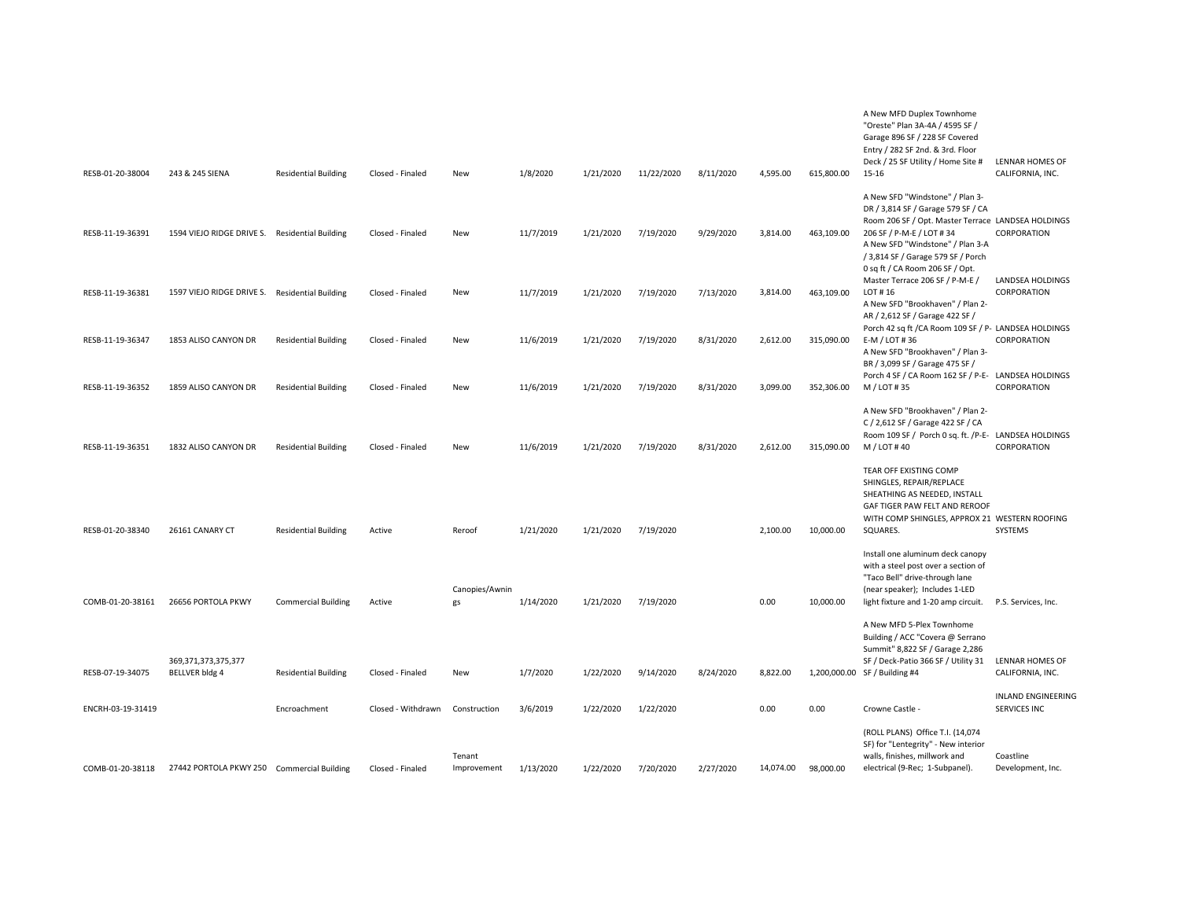| | | | | | | | | | | | | |
|---|---|---|---|---|---|---|---|---|---|---|---|---|
| RESB-01-20-38004 | 243 & 245 SIENA | Residential Building | Closed - Finaled | New | 1/8/2020 | 1/21/2020 | 11/22/2020 | 8/11/2020 | 4,595.00 | 615,800.00 | A New MFD Duplex Townhome "Oreste" Plan 3A-4A / 4595 SF / Garage 896 SF / 228 SF Covered Entry / 282 SF 2nd. & 3rd. Floor Deck / 25 SF Utility / Home Site # 15-16 | LENNAR HOMES OF CALIFORNIA, INC. |
| RESB-11-19-36391 | 1594 VIEJO RIDGE DRIVE S. | Residential Building | Closed - Finaled | New | 11/7/2019 | 1/21/2020 | 7/19/2020 | 9/29/2020 | 3,814.00 | 463,109.00 | A New SFD "Windstone" / Plan 3-DR / 3,814 SF / Garage 579 SF / CA Room 206 SF / Opt. Master Terrace 206 SF / P-M-E / LOT # 34 | LANDSEA HOLDINGS CORPORATION |
| RESB-11-19-36381 | 1597 VIEJO RIDGE DRIVE S. | Residential Building | Closed - Finaled | New | 11/7/2019 | 1/21/2020 | 7/19/2020 | 7/13/2020 | 3,814.00 | 463,109.00 | A New SFD "Windstone" / Plan 3-A / 3,814 SF / Garage 579 SF / Porch 0 sq ft / CA Room 206 SF / Opt. Master Terrace 206 SF / P-M-E / LOT # 16 | LANDSEA HOLDINGS CORPORATION |
| RESB-11-19-36347 | 1853 ALISO CANYON DR | Residential Building | Closed - Finaled | New | 11/6/2019 | 1/21/2020 | 7/19/2020 | 8/31/2020 | 2,612.00 | 315,090.00 | A New SFD "Brookhaven" / Plan 2-AR / 2,612 SF / Garage 422 SF / Porch 42 sq ft /CA Room 109 SF / P-E-M / LOT # 36 | LANDSEA HOLDINGS CORPORATION |
| RESB-11-19-36352 | 1859 ALISO CANYON DR | Residential Building | Closed - Finaled | New | 11/6/2019 | 1/21/2020 | 7/19/2020 | 8/31/2020 | 3,099.00 | 352,306.00 | A New SFD "Brookhaven" / Plan 3-BR / 3,099 SF / Garage 475 SF / Porch 4 SF / CA Room 162 SF / P-E-M / LOT # 35 | LANDSEA HOLDINGS CORPORATION |
| RESB-11-19-36351 | 1832 ALISO CANYON DR | Residential Building | Closed - Finaled | New | 11/6/2019 | 1/21/2020 | 7/19/2020 | 8/31/2020 | 2,612.00 | 315,090.00 | A New SFD "Brookhaven" / Plan 2-C / 2,612 SF / Garage 422 SF / CA Room 109 SF / Porch 0 sq. ft. /P-E-M / LOT # 40 | LANDSEA HOLDINGS CORPORATION |
| RESB-01-20-38340 | 26161 CANARY CT | Residential Building | Active | Reroof | 1/21/2020 | 1/21/2020 | 7/19/2020 | | 2,100.00 | 10,000.00 | TEAR OFF EXISTING COMP SHINGLES, REPAIR/REPLACE SHEATHING AS NEEDED, INSTALL GAF TIGER PAW FELT AND REROOF WITH COMP SHINGLES, APPROX 21 SQUARES. | WESTERN ROOFING SYSTEMS |
| COMB-01-20-38161 | 26656 PORTOLA PKWY | Commercial Building | Active | Canopies/Awnings | 1/14/2020 | 1/21/2020 | 7/19/2020 | | 0.00 | 10,000.00 | Install one aluminum deck canopy with a steel post over a section of "Taco Bell" drive-through lane (near speaker); Includes 1-LED light fixture and 1-20 amp circuit. | P.S. Services, Inc. |
| RESB-07-19-34075 | 369,371,373,375,377 BELLVER bldg 4 | Residential Building | Closed - Finaled | New | 1/7/2020 | 1/22/2020 | 9/14/2020 | 8/24/2020 | 8,822.00 | 1,200,000.00 | A New MFD 5-Plex Townhome Building / ACC "Covera @ Serrano Summit" 8,822 SF / Garage 2,286 SF / Deck-Patio 366 SF / Utility 31 SF / Building #4 | LENNAR HOMES OF CALIFORNIA, INC. |
| ENCRH-03-19-31419 | | Encroachment | Closed - Withdrawn | Construction | 3/6/2019 | 1/22/2020 | 1/22/2020 | | 0.00 | 0.00 | Crowne Castle - | INLAND ENGINEERING SERVICES INC |
| COMB-01-20-38118 | 27442 PORTOLA PKWY 250 | Commercial Building | Closed - Finaled | Tenant Improvement | 1/13/2020 | 1/22/2020 | 7/20/2020 | 2/27/2020 | 14,074.00 | 98,000.00 | (ROLL PLANS) Office T.I. (14,074 SF) for "Lentegrity" - New interior walls, finishes, millwork and electrical (9-Rec; 1-Subpanel). | Coastline Development, Inc. |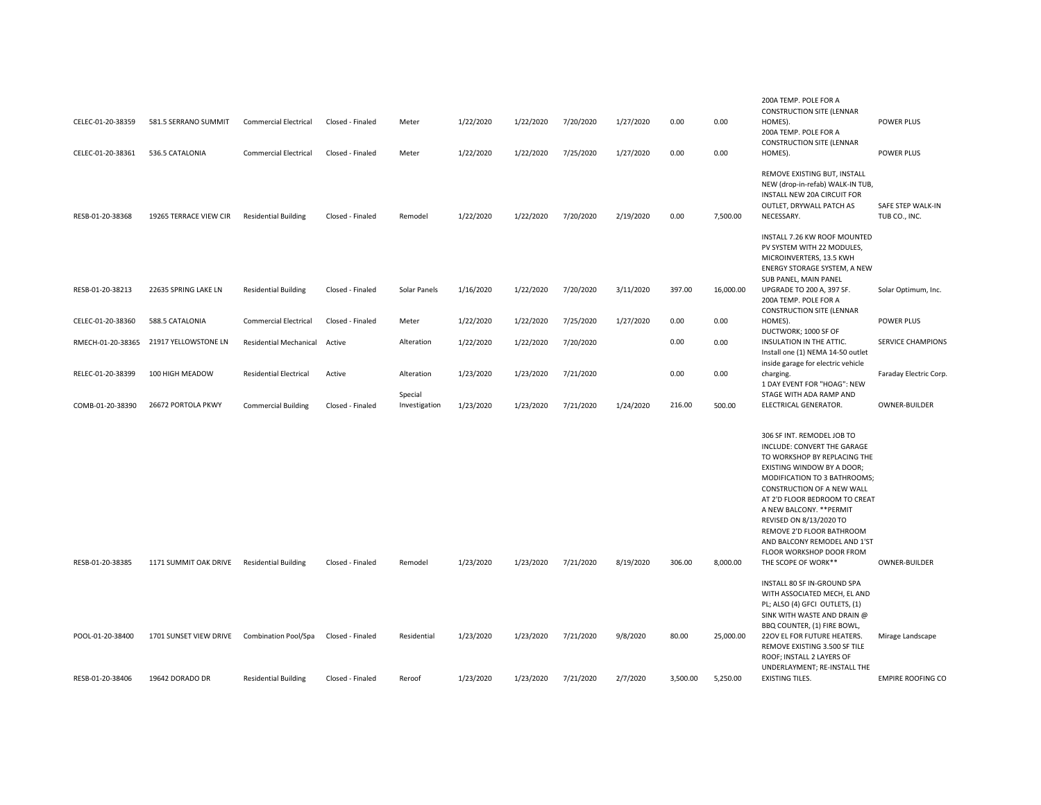| | | | | | | | | | | | | |
|---|---|---|---|---|---|---|---|---|---|---|---|---|
| CELEC-01-20-38359 | 581.5 SERRANO SUMMIT | Commercial Electrical | Closed - Finaled | Meter | 1/22/2020 | 1/22/2020 | 7/20/2020 | 1/27/2020 | 0.00 | 0.00 | 200A TEMP. POLE FOR A CONSTRUCTION SITE (LENNAR HOMES). | POWER PLUS |
| CELEC-01-20-38361 | 536.5 CATALONIA | Commercial Electrical | Closed - Finaled | Meter | 1/22/2020 | 1/22/2020 | 7/25/2020 | 1/27/2020 | 0.00 | 0.00 | 200A TEMP. POLE FOR A CONSTRUCTION SITE (LENNAR HOMES). | POWER PLUS |
| RESB-01-20-38368 | 19265 TERRACE VIEW CIR | Residential Building | Closed - Finaled | Remodel | 1/22/2020 | 1/22/2020 | 7/20/2020 | 2/19/2020 | 0.00 | 7,500.00 | REMOVE EXISTING BUT, INSTALL NEW (drop-in-refab) WALK-IN TUB, INSTALL NEW 20A CIRCUIT FOR OUTLET, DRYWALL PATCH AS NECESSARY. | SAFE STEP WALK-IN TUB CO., INC. |
| RESB-01-20-38213 | 22635 SPRING LAKE LN | Residential Building | Closed - Finaled | Solar Panels | 1/16/2020 | 1/22/2020 | 7/20/2020 | 3/11/2020 | 397.00 | 16,000.00 | INSTALL 7.26 KW ROOF MOUNTED PV SYSTEM WITH 22 MODULES, MICROINVERTERS, 13.5 KWH ENERGY STORAGE SYSTEM, A NEW SUB PANEL, MAIN PANEL UPGRADE TO 200 A, 397 SF. | Solar Optimum, Inc. |
| CELEC-01-20-38360 | 588.5 CATALONIA | Commercial Electrical | Closed - Finaled | Meter | 1/22/2020 | 1/22/2020 | 7/25/2020 | 1/27/2020 | 0.00 | 0.00 | 200A TEMP. POLE FOR A CONSTRUCTION SITE (LENNAR HOMES). | POWER PLUS |
| RMECH-01-20-38365 | 21917 YELLOWSTONE LN | Residential Mechanical | Active | Alteration | 1/22/2020 | 1/22/2020 | 7/20/2020 | | 0.00 | 0.00 | DUCTWORK; 1000 SF OF INSULATION IN THE ATTIC. | SERVICE CHAMPIONS |
| RELEC-01-20-38399 | 100 HIGH MEADOW | Residential Electrical | Active | Alteration | 1/23/2020 | 1/23/2020 | 7/21/2020 | | 0.00 | 0.00 | Install one (1) NEMA 14-50 outlet inside garage for electric vehicle charging. | Faraday Electric Corp. |
| COMB-01-20-38390 | 26672 PORTOLA PKWY | Commercial Building | Closed - Finaled | Special Investigation | 1/23/2020 | 1/23/2020 | 7/21/2020 | 1/24/2020 | 216.00 | 500.00 | 1 DAY EVENT FOR "HOAG": NEW STAGE WITH ADA RAMP AND ELECTRICAL GENERATOR. | OWNER-BUILDER |
| RESB-01-20-38385 | 1171 SUMMIT OAK DRIVE | Residential Building | Closed - Finaled | Remodel | 1/23/2020 | 1/23/2020 | 7/21/2020 | 8/19/2020 | 306.00 | 8,000.00 | 306 SF INT. REMODEL JOB TO INCLUDE: CONVERT THE GARAGE TO WORKSHOP BY REPLACING THE EXISTING WINDOW BY A DOOR; MODIFICATION TO 3 BATHROOMS; CONSTRUCTION OF A NEW WALL AT 2'D FLOOR BEDROOM TO CREAT A NEW BALCONY. **PERMIT REVISED ON 8/13/2020 TO REMOVE 2'D FLOOR BATHROOM AND BALCONY REMODEL AND 1'ST FLOOR WORKSHOP DOOR FROM THE SCOPE OF WORK** | OWNER-BUILDER |
| POOL-01-20-38400 | 1701 SUNSET VIEW DRIVE | Combination Pool/Spa | Closed - Finaled | Residential | 1/23/2020 | 1/23/2020 | 7/21/2020 | 9/8/2020 | 80.00 | 25,000.00 | INSTALL 80 SF IN-GROUND SPA WITH ASSOCIATED MECH, EL AND PL; ALSO (4) GFCI OUTLETS, (1) SINK WITH WASTE AND DRAIN @ BBQ COUNTER, (1) FIRE BOWL, 22OV EL FOR FUTURE HEATERS. | Mirage Landscape |
| RESB-01-20-38406 | 19642 DORADO DR | Residential Building | Closed - Finaled | Reroof | 1/23/2020 | 1/23/2020 | 7/21/2020 | 2/7/2020 | 3,500.00 | 5,250.00 | REMOVE EXISTING 3.500 SF TILE ROOF; INSTALL 2 LAYERS OF UNDERLAYMENT; RE-INSTALL THE EXISTING TILES. | EMPIRE ROOFING CO |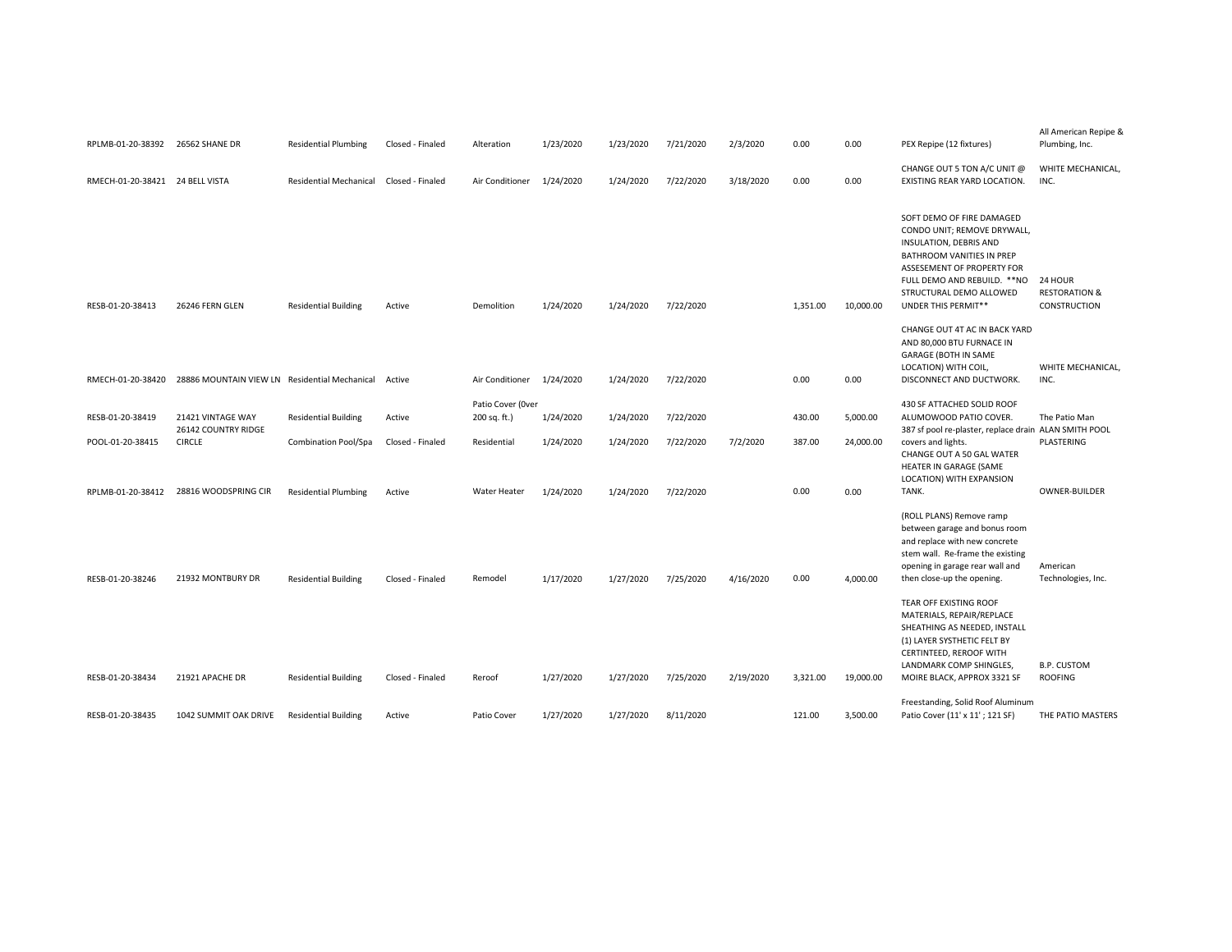| | | | | | | | | | | | | |
|---|---|---|---|---|---|---|---|---|---|---|---|---|
| RPLMB-01-20-38392 | 26562 SHANE DR | Residential Plumbing | Closed - Finaled | Alteration | 1/23/2020 | 1/23/2020 | 7/21/2020 | 2/3/2020 | 0.00 | 0.00 | PEX Repipe (12 fixtures) | All American Repipe & Plumbing, Inc. |
| RMECH-01-20-38421 | 24 BELL VISTA | Residential Mechanical | Closed - Finaled | Air Conditioner | 1/24/2020 | 1/24/2020 | 7/22/2020 | 3/18/2020 | 0.00 | 0.00 | CHANGE OUT 5 TON A/C UNIT @ EXISTING REAR YARD LOCATION. | WHITE MECHANICAL, INC. |
| RESB-01-20-38413 | 26246 FERN GLEN | Residential Building | Active | Demolition | 1/24/2020 | 1/24/2020 | 7/22/2020 | | 1,351.00 | 10,000.00 | SOFT DEMO OF FIRE DAMAGED CONDO UNIT; REMOVE DRYWALL, INSULATION, DEBRIS AND BATHROOM VANITIES IN PREP ASSESEMENT OF PROPERTY FOR FULL DEMO AND REBUILD. **NO STRUCTURAL DEMO ALLOWED UNDER THIS PERMIT** | 24 HOUR RESTORATION & CONSTRUCTION |
| RMECH-01-20-38420 | 28886 MOUNTAIN VIEW LN | Residential Mechanical | Active | Air Conditioner | 1/24/2020 | 1/24/2020 | 7/22/2020 | | 0.00 | 0.00 | CHANGE OUT 4T AC IN BACK YARD AND 80,000 BTU FURNACE IN GARAGE (BOTH IN SAME LOCATION) WITH COIL, DISCONNECT AND DUCTWORK. | WHITE MECHANICAL, INC. |
| RESB-01-20-38419 | 21421 VINTAGE WAY | Residential Building | Active | Patio Cover (0ver 200 sq. ft.) | 1/24/2020 | 1/24/2020 | 7/22/2020 | | 430.00 | 5,000.00 | 430 SF ATTACHED SOLID ROOF ALUMOWOOD PATIO COVER. | The Patio Man |
| POOL-01-20-38415 | 26142 COUNTRY RIDGE CIRCLE | Combination Pool/Spa | Closed - Finaled | Residential | 1/24/2020 | 1/24/2020 | 7/22/2020 | 7/2/2020 | 387.00 | 24,000.00 | 387 sf pool re-plaster, replace drain covers and lights. | ALAN SMITH POOL PLASTERING |
| RPLMB-01-20-38412 | 28816 WOODSPRING CIR | Residential Plumbing | Active | Water Heater | 1/24/2020 | 1/24/2020 | 7/22/2020 | | 0.00 | 0.00 | CHANGE OUT A 50 GAL WATER HEATER IN GARAGE (SAME LOCATION) WITH EXPANSION TANK. | OWNER-BUILDER |
| RESB-01-20-38246 | 21932 MONTBURY DR | Residential Building | Closed - Finaled | Remodel | 1/17/2020 | 1/27/2020 | 7/25/2020 | 4/16/2020 | 0.00 | 4,000.00 | (ROLL PLANS) Remove ramp between garage and bonus room and replace with new concrete stem wall. Re-frame the existing opening in garage rear wall and then close-up the opening. | American Technologies, Inc. |
| RESB-01-20-38434 | 21921 APACHE DR | Residential Building | Closed - Finaled | Reroof | 1/27/2020 | 1/27/2020 | 7/25/2020 | 2/19/2020 | 3,321.00 | 19,000.00 | TEAR OFF EXISTING ROOF MATERIALS, REPAIR/REPLACE SHEATHING AS NEEDED, INSTALL (1) LAYER SYSTHETIC FELT BY CERTINTEED, REROOF WITH LANDMARK COMP SHINGLES, MOIRE BLACK, APPROX 3321 SF | B.P. CUSTOM ROOFING |
| RESB-01-20-38435 | 1042 SUMMIT OAK DRIVE | Residential Building | Active | Patio Cover | 1/27/2020 | 1/27/2020 | 8/11/2020 | | 121.00 | 3,500.00 | Freestanding, Solid Roof Aluminum Patio Cover (11' x 11' ; 121 SF) | THE PATIO MASTERS |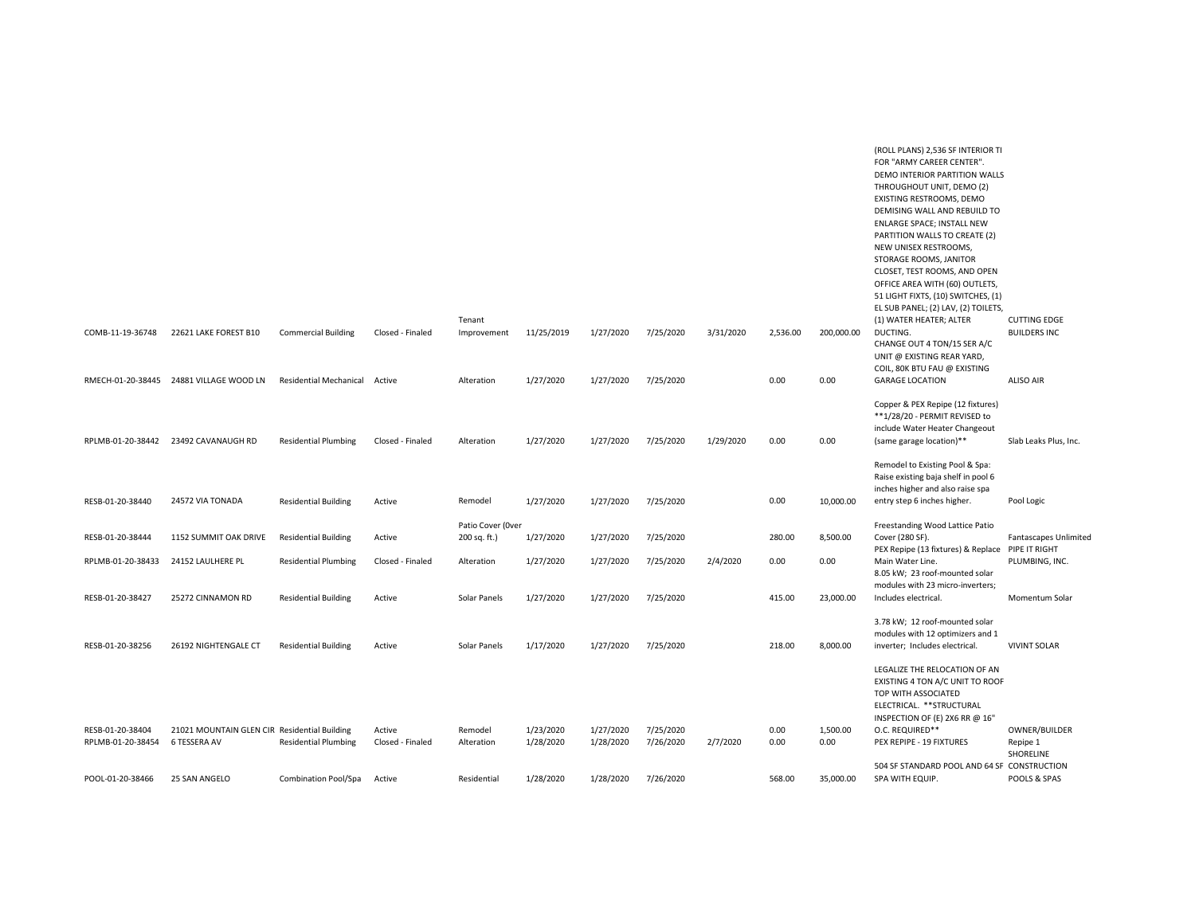| | | | | | | | | | | | | |
|---|---|---|---|---|---|---|---|---|---|---|---|---|
| COMB-11-19-36748 | 22621 LAKE FOREST B10 | Commercial Building | Closed - Finaled | Tenant Improvement | 11/25/2019 | 1/27/2020 | 7/25/2020 | 3/31/2020 | 2,536.00 | 200,000.00 | (ROLL PLANS) 2,536 SF INTERIOR TI FOR "ARMY CAREER CENTER". DEMO INTERIOR PARTITION WALLS THROUGHOUT UNIT, DEMO (2) EXISTING RESTROOMS, DEMO DEMISING WALL AND REBUILD TO ENLARGE SPACE; INSTALL NEW PARTITION WALLS TO CREATE (2) NEW UNISEX RESTROOMS, STORAGE ROOMS, JANITOR CLOSET, TEST ROOMS, AND OPEN OFFICE AREA WITH (60) OUTLETS, 51 LIGHT FIXTS, (10) SWITCHES, (1) EL SUB PANEL; (2) LAV, (2) TOILETS, (1) WATER HEATER; ALTER DUCTING. | CUTTING EDGE BUILDERS INC |
| RMECH-01-20-38445 | 24881 VILLAGE WOOD LN | Residential Mechanical | Active | Alteration | 1/27/2020 | 1/27/2020 | 7/25/2020 | | 0.00 | 0.00 | CHANGE OUT 4 TON/15 SER A/C UNIT @ EXISTING REAR YARD, COIL, 80K BTU FAU @ EXISTING GARAGE LOCATION | ALISO AIR |
| RPLMB-01-20-38442 | 23492 CAVANAUGH RD | Residential Plumbing | Closed - Finaled | Alteration | 1/27/2020 | 1/27/2020 | 7/25/2020 | 1/29/2020 | 0.00 | 0.00 | Copper & PEX Repipe (12 fixtures) **1/28/20 - PERMIT REVISED to include Water Heater Changeout (same garage location)** | Slab Leaks Plus, Inc. |
| RESB-01-20-38440 | 24572 VIA TONADA | Residential Building | Active | Remodel | 1/27/2020 | 1/27/2020 | 7/25/2020 | | 0.00 | 10,000.00 | Remodel to Existing Pool & Spa: Raise existing baja shelf in pool 6 inches higher and also raise spa entry step 6 inches higher. | Pool Logic |
| RESB-01-20-38444 | 1152 SUMMIT OAK DRIVE | Residential Building | Active | Patio Cover (0ver 200 sq. ft.) | 1/27/2020 | 1/27/2020 | 7/25/2020 | | 280.00 | 8,500.00 | Freestanding Wood Lattice Patio Cover (280 SF). | Fantascapes Unlimited |
| RPLMB-01-20-38433 | 24152 LAULHERE PL | Residential Plumbing | Closed - Finaled | Alteration | 1/27/2020 | 1/27/2020 | 7/25/2020 | 2/4/2020 | 0.00 | 0.00 | PEX Repipe (13 fixtures) & Replace Main Water Line. | PIPE IT RIGHT PLUMBING, INC. |
| RESB-01-20-38427 | 25272 CINNAMON RD | Residential Building | Active | Solar Panels | 1/27/2020 | 1/27/2020 | 7/25/2020 | | 415.00 | 23,000.00 | 8.05 kW; 23 roof-mounted solar modules with 23 micro-inverters; Includes electrical. | Momentum Solar |
| RESB-01-20-38256 | 26192 NIGHTENGALE CT | Residential Building | Active | Solar Panels | 1/17/2020 | 1/27/2020 | 7/25/2020 | | 218.00 | 8,000.00 | 3.78 kW; 12 roof-mounted solar modules with 12 optimizers and 1 inverter; Includes electrical. | VIVINT SOLAR |
| RESB-01-20-38404 | 21021 MOUNTAIN GLEN CIR | Residential Building | Active | Remodel | 1/23/2020 | 1/27/2020 | 7/25/2020 | | 0.00 | 1,500.00 | LEGALIZE THE RELOCATION OF AN EXISTING 4 TON A/C UNIT TO ROOF TOP WITH ASSOCIATED ELECTRICAL. **STRUCTURAL INSPECTION OF (E) 2X6 RR @ 16" O.C. REQUIRED** | OWNER/BUILDER |
| RPLMB-01-20-38454 | 6 TESSERA AV | Residential Plumbing | Closed - Finaled | Alteration | 1/28/2020 | 1/28/2020 | 7/26/2020 | 2/7/2020 | 0.00 | 0.00 | PEX REPIPE - 19 FIXTURES | Repipe 1 |
| POOL-01-20-38466 | 25 SAN ANGELO | Combination Pool/Spa | Active | Residential | 1/28/2020 | 1/28/2020 | 7/26/2020 | | 568.00 | 35,000.00 | 504 SF STANDARD POOL AND 64 SF SPA WITH EQUIP. | SHORELINE CONSTRUCTION POOLS & SPAS |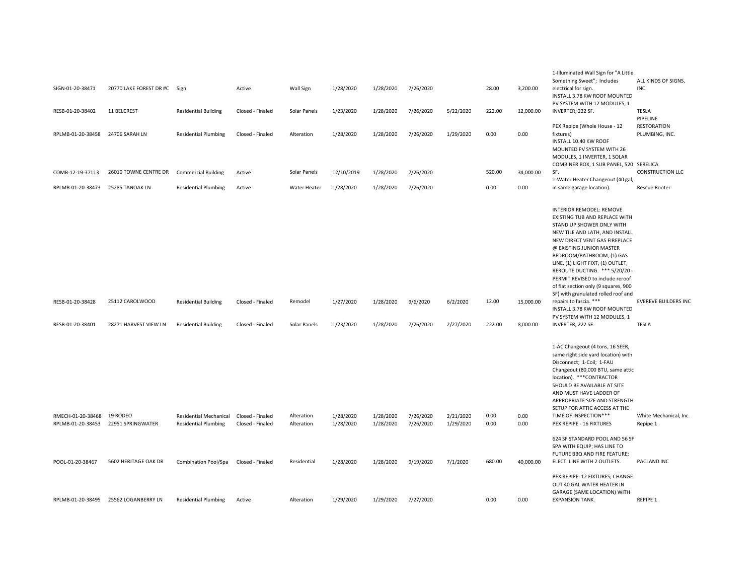| | | | | | | | | | | | | |
|---|---|---|---|---|---|---|---|---|---|---|---|---|
| SIGN-01-20-38471 | 20770 LAKE FOREST DR #C | Sign | Active | Wall Sign | 1/28/2020 | 1/28/2020 | 7/26/2020 | | 28.00 | 3,200.00 | 1-Illuminated Wall Sign for "A Little Something Sweet"; Includes electrical for sign. | ALL KINDS OF SIGNS, INC. |
| RESB-01-20-38402 | 11 BELCREST | Residential Building | Closed - Finaled | Solar Panels | 1/23/2020 | 1/28/2020 | 7/26/2020 | 5/22/2020 | 222.00 | 12,000.00 | INSTALL 3.78 KW ROOF MOUNTED PV SYSTEM WITH 12 MODULES, 1 INVERTER, 222 SF. | TESLA |
| RPLMB-01-20-38458 | 24706 SARAH LN | Residential Plumbing | Closed - Finaled | Alteration | 1/28/2020 | 1/28/2020 | 7/26/2020 | 1/29/2020 | 0.00 | 0.00 | PEX Repipe (Whole House - 12 fixtures) | PIPELINE RESTORATION PLUMBING, INC. |
| COMB-12-19-37113 | 26010 TOWNE CENTRE DR | Commercial Building | Active | Solar Panels | 12/10/2019 | 1/28/2020 | 7/26/2020 | | 520.00 | 34,000.00 | INSTALL 10.40 KW ROOF MOUNTED PV SYSTEM WITH 26 MODULES, 1 INVERTER, 1 SOLAR COMBINER BOX, 1 SUB PANEL, 520 SF. | SERELICA CONSTRUCTION LLC |
| RPLMB-01-20-38473 | 25285 TANOAK LN | Residential Plumbing | Active | Water Heater | 1/28/2020 | 1/28/2020 | 7/26/2020 | | 0.00 | 0.00 | 1-Water Heater Changeout (40 gal, in same garage location). | Rescue Rooter |
| RESB-01-20-38428 | 25112 CAROLWOOD | Residential Building | Closed - Finaled | Remodel | 1/27/2020 | 1/28/2020 | 9/6/2020 | 6/2/2020 | 12.00 | 15,000.00 | INTERIOR REMODEL: REMOVE EXISTING TUB AND REPLACE WITH STAND UP SHOWER ONLY WITH NEW TILE AND LATH, AND INSTALL NEW DIRECT VENT GAS FIREPLACE @ EXISTING JUNIOR MASTER BEDROOM/BATHROOM; (1) GAS LINE, (1) LIGHT FIXT, (1) OUTLET, REROUTE DUCTING. *** 5/20/20 - PERMIT REVISED to include reroof of flat section only (9 squares, 900 SF) with granulated rolled roof and repairs to fascia. *** | EVEREVE BUILDERS INC |
| RESB-01-20-38401 | 28271 HARVEST VIEW LN | Residential Building | Closed - Finaled | Solar Panels | 1/23/2020 | 1/28/2020 | 7/26/2020 | 2/27/2020 | 222.00 | 8,000.00 | INSTALL 3.78 KW ROOF MOUNTED PV SYSTEM WITH 12 MODULES, 1 INVERTER, 222 SF. | TESLA |
| RMECH-01-20-38468 | 19 RODEO | Residential Mechanical | Closed - Finaled | Alteration | 1/28/2020 | 1/28/2020 | 7/26/2020 | 2/21/2020 | 0.00 | 0.00 | 1-AC Changeout (4 tons, 16 SEER, same right side yard location) with Disconnect; 1-Coil; 1-FAU Changeout (80,000 BTU, same attic location). ***CONTRACTOR SHOULD BE AVAILABLE AT SITE AND MUST HAVE LADDER OF APPROPRIATE SIZE AND STRENGTH SETUP FOR ATTIC ACCESS AT THE TIME OF INSPECTION*** | White Mechanical, Inc. |
| RPLMB-01-20-38453 | 22951 SPRINGWATER | Residential Plumbing | Closed - Finaled | Alteration | 1/28/2020 | 1/28/2020 | 7/26/2020 | 1/29/2020 | 0.00 | 0.00 | PEX REPIPE - 16 FIXTURES | Repipe 1 |
| POOL-01-20-38467 | 5602 HERITAGE OAK DR | Combination Pool/Spa | Closed - Finaled | Residential | 1/28/2020 | 1/28/2020 | 9/19/2020 | 7/1/2020 | 680.00 | 40,000.00 | 624 SF STANDARD POOL AND 56 SF SPA WITH EQUIP; HAS LINE TO FUTURE BBQ AND FIRE FEATURE; ELECT. LINE WITH 2 OUTLETS. | PACLAND INC |
| RPLMB-01-20-38495 | 25562 LOGANBERRY LN | Residential Plumbing | Active | Alteration | 1/29/2020 | 1/29/2020 | 7/27/2020 | | 0.00 | 0.00 | PEX REPIPE: 12 FIXTURES; CHANGE OUT 40 GAL WATER HEATER IN GARAGE (SAME LOCATION) WITH EXPANSION TANK. | REPIPE 1 |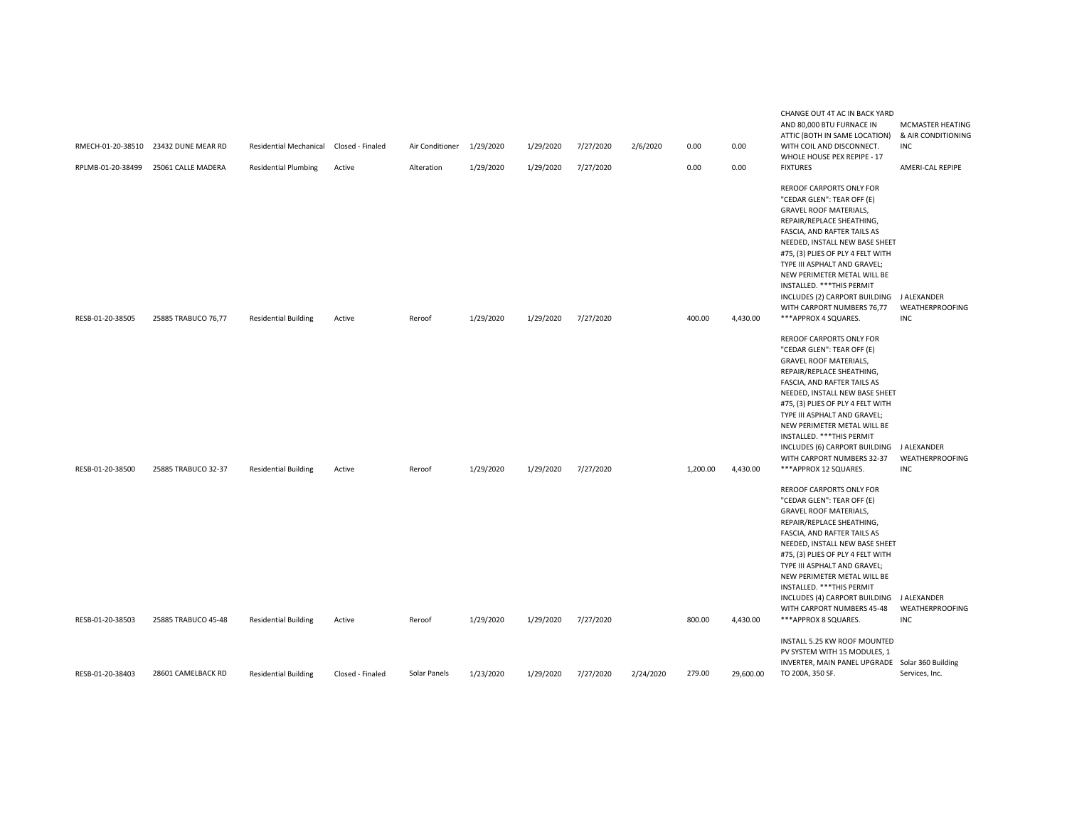| | | | | | | | | | | | | |
|---|---|---|---|---|---|---|---|---|---|---|---|---|
| RMECH-01-20-38510 | 23432 DUNE MEAR RD | Residential Mechanical | Closed - Finaled | Air Conditioner | 1/29/2020 | 1/29/2020 | 7/27/2020 | 2/6/2020 | 0.00 | 0.00 | CHANGE OUT 4T AC IN BACK YARD AND 80,000 BTU FURNACE IN ATTIC (BOTH IN SAME LOCATION) WITH COIL AND DISCONNECT. | MCMASTER HEATING & AIR CONDITIONING INC |
| RPLMB-01-20-38499 | 25061 CALLE MADERA | Residential Plumbing | Active | Alteration | 1/29/2020 | 1/29/2020 | 7/27/2020 | | 0.00 | 0.00 | WHOLE HOUSE PEX REPIPE - 17 FIXTURES | AMERI-CAL REPIPE |
| RESB-01-20-38505 | 25885 TRABUCO 76,77 | Residential Building | Active | Reroof | 1/29/2020 | 1/29/2020 | 7/27/2020 | | 400.00 | 4,430.00 | REROOF CARPORTS ONLY FOR "CEDAR GLEN": TEAR OFF (E) GRAVEL ROOF MATERIALS, REPAIR/REPLACE SHEATHING, FASCIA, AND RAFTER TAILS AS NEEDED, INSTALL NEW BASE SHEET #75, (3) PLIES OF PLY 4 FELT WITH TYPE III ASPHALT AND GRAVEL; NEW PERIMETER METAL WILL BE INSTALLED. ***THIS PERMIT INCLUDES (2) CARPORT BUILDING WITH CARPORT NUMBERS 76,77 ***APPROX 4 SQUARES. | J ALEXANDER WEATHERPROOFING INC |
| RESB-01-20-38500 | 25885 TRABUCO 32-37 | Residential Building | Active | Reroof | 1/29/2020 | 1/29/2020 | 7/27/2020 | | 1,200.00 | 4,430.00 | REROOF CARPORTS ONLY FOR "CEDAR GLEN": TEAR OFF (E) GRAVEL ROOF MATERIALS, REPAIR/REPLACE SHEATHING, FASCIA, AND RAFTER TAILS AS NEEDED, INSTALL NEW BASE SHEET #75, (3) PLIES OF PLY 4 FELT WITH TYPE III ASPHALT AND GRAVEL; NEW PERIMETER METAL WILL BE INSTALLED. ***THIS PERMIT INCLUDES (6) CARPORT BUILDING WITH CARPORT NUMBERS 32-37 ***APPROX 12 SQUARES. | J ALEXANDER WEATHERPROOFING INC |
| RESB-01-20-38503 | 25885 TRABUCO 45-48 | Residential Building | Active | Reroof | 1/29/2020 | 1/29/2020 | 7/27/2020 | | 800.00 | 4,430.00 | REROOF CARPORTS ONLY FOR "CEDAR GLEN": TEAR OFF (E) GRAVEL ROOF MATERIALS, REPAIR/REPLACE SHEATHING, FASCIA, AND RAFTER TAILS AS NEEDED, INSTALL NEW BASE SHEET #75, (3) PLIES OF PLY 4 FELT WITH TYPE III ASPHALT AND GRAVEL; NEW PERIMETER METAL WILL BE INSTALLED. ***THIS PERMIT INCLUDES (4) CARPORT BUILDING WITH CARPORT NUMBERS 45-48 ***APPROX 8 SQUARES. | J ALEXANDER WEATHERPROOFING INC |
| RESB-01-20-38403 | 28601 CAMELBACK RD | Residential Building | Closed - Finaled | Solar Panels | 1/23/2020 | 1/29/2020 | 7/27/2020 | 2/24/2020 | 279.00 | 29,600.00 | INSTALL 5.25 KW ROOF MOUNTED PV SYSTEM WITH 15 MODULES, 1 INVERTER, MAIN PANEL UPGRADE TO 200A, 350 SF. | Solar 360 Building Services, Inc. |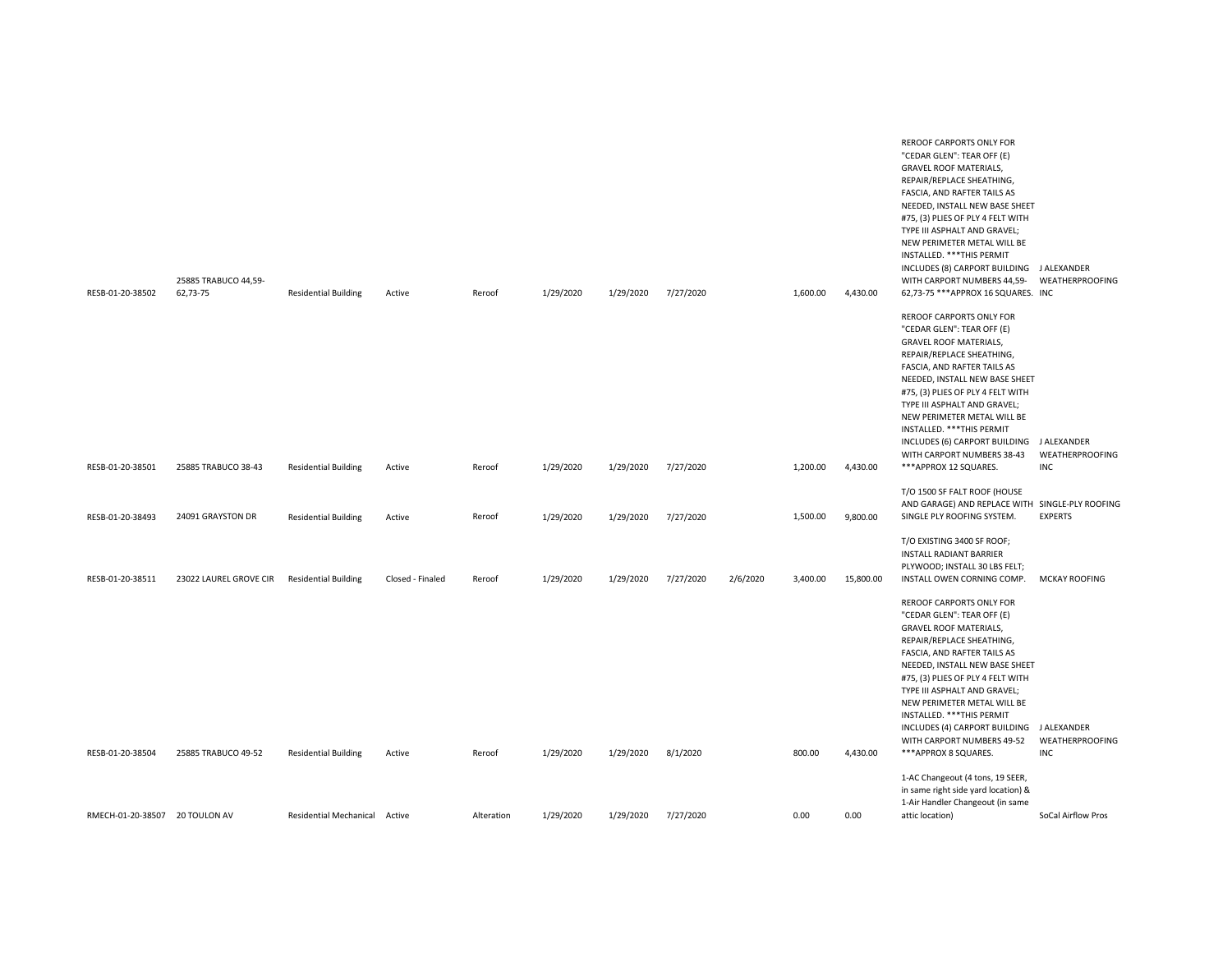| | | | | | | | | | | | | |
|---|---|---|---|---|---|---|---|---|---|---|---|---|
| RESB-01-20-38502 | 25885 TRABUCO 44,59-62,73-75 | Residential Building | Active | Reroof | 1/29/2020 | 1/29/2020 | 7/27/2020 | | 1,600.00 | 4,430.00 | REROOF CARPORTS ONLY FOR "CEDAR GLEN": TEAR OFF (E) GRAVEL ROOF MATERIALS, REPAIR/REPLACE SHEATHING, FASCIA, AND RAFTER TAILS AS NEEDED, INSTALL NEW BASE SHEET #75, (3) PLIES OF PLY 4 FELT WITH TYPE III ASPHALT AND GRAVEL; NEW PERIMETER METAL WILL BE INSTALLED. ***THIS PERMIT INCLUDES (8) CARPORT BUILDING WITH CARPORT NUMBERS 44,59-62,73-75 ***APPROX 16 SQUARES. | J ALEXANDER WEATHERPROOFING INC |
| RESB-01-20-38501 | 25885 TRABUCO 38-43 | Residential Building | Active | Reroof | 1/29/2020 | 1/29/2020 | 7/27/2020 | | 1,200.00 | 4,430.00 | REROOF CARPORTS ONLY FOR "CEDAR GLEN": TEAR OFF (E) GRAVEL ROOF MATERIALS, REPAIR/REPLACE SHEATHING, FASCIA, AND RAFTER TAILS AS NEEDED, INSTALL NEW BASE SHEET #75, (3) PLIES OF PLY 4 FELT WITH TYPE III ASPHALT AND GRAVEL; NEW PERIMETER METAL WILL BE INSTALLED. ***THIS PERMIT INCLUDES (6) CARPORT BUILDING WITH CARPORT NUMBERS 38-43 ***APPROX 12 SQUARES. | J ALEXANDER WEATHERPROOFING INC |
| RESB-01-20-38493 | 24091 GRAYSTON DR | Residential Building | Active | Reroof | 1/29/2020 | 1/29/2020 | 7/27/2020 | | 1,500.00 | 9,800.00 | T/O 1500 SF FALT ROOF (HOUSE AND GARAGE) AND REPLACE WITH SINGLE PLY ROOFING SYSTEM. | SINGLE-PLY ROOFING EXPERTS |
| RESB-01-20-38511 | 23022 LAUREL GROVE CIR | Residential Building | Closed - Finaled | Reroof | 1/29/2020 | 1/29/2020 | 7/27/2020 | 2/6/2020 | 3,400.00 | 15,800.00 | T/O EXISTING 3400 SF ROOF; INSTALL RADIANT BARRIER PLYWOOD; INSTALL 30 LBS FELT; INSTALL OWEN CORNING COMP. | MCKAY ROOFING |
| RESB-01-20-38504 | 25885 TRABUCO 49-52 | Residential Building | Active | Reroof | 1/29/2020 | 1/29/2020 | 8/1/2020 | | 800.00 | 4,430.00 | REROOF CARPORTS ONLY FOR "CEDAR GLEN": TEAR OFF (E) GRAVEL ROOF MATERIALS, REPAIR/REPLACE SHEATHING, FASCIA, AND RAFTER TAILS AS NEEDED, INSTALL NEW BASE SHEET #75, (3) PLIES OF PLY 4 FELT WITH TYPE III ASPHALT AND GRAVEL; NEW PERIMETER METAL WILL BE INSTALLED. ***THIS PERMIT INCLUDES (4) CARPORT BUILDING WITH CARPORT NUMBERS 49-52 ***APPROX 8 SQUARES. | J ALEXANDER WEATHERPROOFING INC |
| RMECH-01-20-38507 | 20 TOULON AV | Residential Mechanical | Active | Alteration | 1/29/2020 | 1/29/2020 | 7/27/2020 | | 0.00 | 0.00 | 1-AC Changeout (4 tons, 19 SEER, in same right side yard location) & 1-Air Handler Changeout (in same attic location) | SoCal Airflow Pros |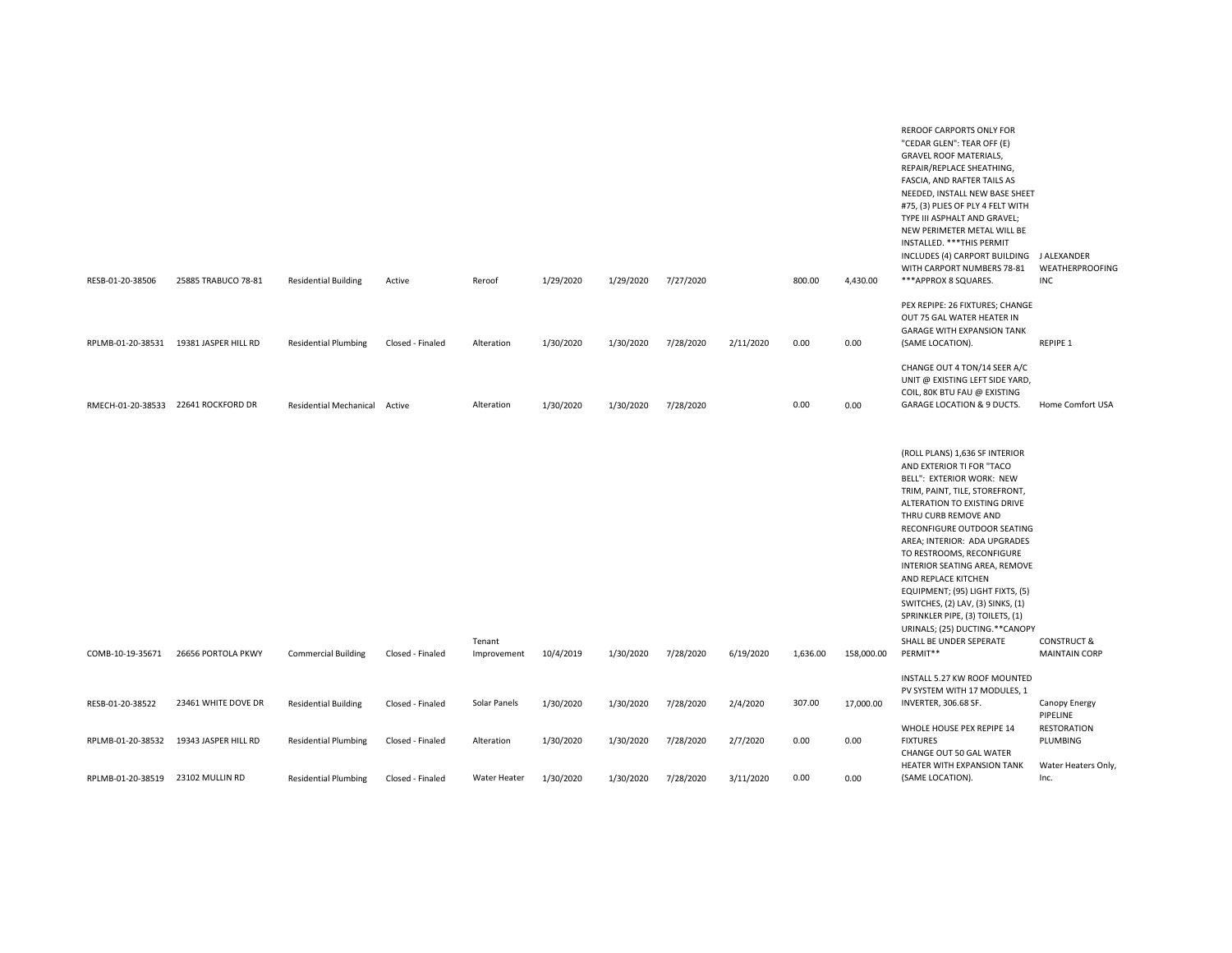| | | | | | | | | | | | | |
|---|---|---|---|---|---|---|---|---|---|---|---|---|
| RESB-01-20-38506 | 25885 TRABUCO 78-81 | Residential Building | Active | Reroof | 1/29/2020 | 1/29/2020 | 7/27/2020 | | 800.00 | 4,430.00 | REROOF CARPORTS ONLY FOR "CEDAR GLEN": TEAR OFF (E) GRAVEL ROOF MATERIALS, REPAIR/REPLACE SHEATHING, FASCIA, AND RAFTER TAILS AS NEEDED, INSTALL NEW BASE SHEET #75, (3) PLIES OF PLY 4 FELT WITH TYPE III ASPHALT AND GRAVEL; NEW PERIMETER METAL WILL BE INSTALLED. ***THIS PERMIT INCLUDES (4) CARPORT BUILDING WITH CARPORT NUMBERS 78-81 ***APPROX 8 SQUARES. | J ALEXANDER WEATHERPROOFING INC |
| RPLMB-01-20-38531 | 19381 JASPER HILL RD | Residential Plumbing | Closed - Finaled | Alteration | 1/30/2020 | 1/30/2020 | 7/28/2020 | 2/11/2020 | 0.00 | 0.00 | PEX REPIPE: 26 FIXTURES; CHANGE OUT 75 GAL WATER HEATER IN GARAGE WITH EXPANSION TANK (SAME LOCATION). | REPIPE 1 |
| RMECH-01-20-38533 | 22641 ROCKFORD DR | Residential Mechanical | Active | Alteration | 1/30/2020 | 1/30/2020 | 7/28/2020 | | 0.00 | 0.00 | CHANGE OUT 4 TON/14 SEER A/C UNIT @ EXISTING LEFT SIDE YARD, COIL, 80K BTU FAU @ EXISTING GARAGE LOCATION & 9 DUCTS. | Home Comfort USA |
| COMB-10-19-35671 | 26656 PORTOLA PKWY | Commercial Building | Closed - Finaled | Tenant Improvement | 10/4/2019 | 1/30/2020 | 7/28/2020 | 6/19/2020 | 1,636.00 | 158,000.00 | (ROLL PLANS) 1,636 SF INTERIOR AND EXTERIOR TI FOR "TACO BELL": EXTERIOR WORK: NEW TRIM, PAINT, TILE, STOREFRONT, ALTERATION TO EXISTING DRIVE THRU CURB REMOVE AND RECONFIGURE OUTDOOR SEATING AREA; INTERIOR: ADA UPGRADES TO RESTROOMS, RECONFIGURE INTERIOR SEATING AREA, REMOVE AND REPLACE KITCHEN EQUIPMENT; (95) LIGHT FIXTS, (5) SWITCHES, (2) LAV, (3) SINKS, (1) SPRINKLER PIPE, (3) TOILETS, (1) URINALS; (25) DUCTING.**CANOPY SHALL BE UNDER SEPERATE PERMIT** | CONSTRUCT & MAINTAIN CORP |
| RESB-01-20-38522 | 23461 WHITE DOVE DR | Residential Building | Closed - Finaled | Solar Panels | 1/30/2020 | 1/30/2020 | 7/28/2020 | 2/4/2020 | 307.00 | 17,000.00 | INSTALL 5.27 KW ROOF MOUNTED PV SYSTEM WITH 17 MODULES, 1 INVERTER, 306.68 SF. | Canopy Energy |
| RPLMB-01-20-38532 | 19343 JASPER HILL RD | Residential Plumbing | Closed - Finaled | Alteration | 1/30/2020 | 1/30/2020 | 7/28/2020 | 2/7/2020 | 0.00 | 0.00 | WHOLE HOUSE PEX REPIPE 14 FIXTURES | PIPELINE RESTORATION PLUMBING |
| RPLMB-01-20-38519 | 23102 MULLIN RD | Residential Plumbing | Closed - Finaled | Water Heater | 1/30/2020 | 1/30/2020 | 7/28/2020 | 3/11/2020 | 0.00 | 0.00 | CHANGE OUT 50 GAL WATER HEATER WITH EXPANSION TANK (SAME LOCATION). | Water Heaters Only, Inc. |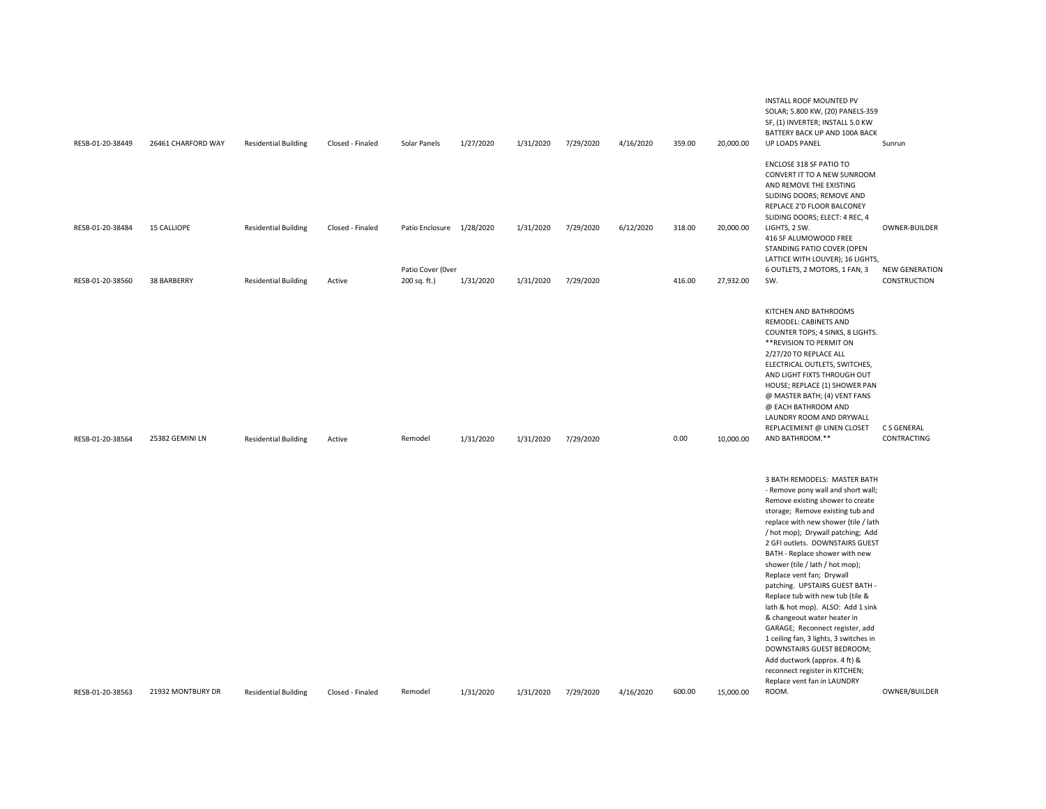| | | | | | | | | | | | | |
|---|---|---|---|---|---|---|---|---|---|---|---|---|
| RESB-01-20-38449 | 26461 CHARFORD WAY | Residential Building | Closed - Finaled | Solar Panels | 1/27/2020 | 1/31/2020 | 7/29/2020 | 4/16/2020 | 359.00 | 20,000.00 | INSTALL ROOF MOUNTED PV SOLAR; 5.800 KW, (20) PANELS-359 SF, (1) INVERTER; INSTALL 5.0 KW BATTERY BACK UP AND 100A BACK UP LOADS PANEL | Sunrun |
| RESB-01-20-38484 | 15 CALLIOPE | Residential Building | Closed - Finaled | Patio Enclosure | 1/28/2020 | 1/31/2020 | 7/29/2020 | 6/12/2020 | 318.00 | 20,000.00 | ENCLOSE 318 SF PATIO TO CONVERT IT TO A NEW SUNROOM AND REMOVE THE EXISTING SLIDING DOORS; REMOVE AND REPLACE 2'D FLOOR BALCONEY SLIDING DOORS; ELECT: 4 REC, 4 LIGHTS, 2 SW. | OWNER-BUILDER |
| RESB-01-20-38560 | 38 BARBERRY | Residential Building | Active | Patio Cover (0ver 200 sq. ft.) | 1/31/2020 | 1/31/2020 | 7/29/2020 | | 416.00 | 27,932.00 | 416 SF ALUMOWOOD FREE STANDING PATIO COVER (OPEN LATTICE WITH LOUVER); 16 LIGHTS, 6 OUTLETS, 2 MOTORS, 1 FAN, 3 SW. | NEW GENERATION CONSTRUCTION |
| RESB-01-20-38564 | 25382 GEMINI LN | Residential Building | Active | Remodel | 1/31/2020 | 1/31/2020 | 7/29/2020 | | 0.00 | 10,000.00 | KITCHEN AND BATHROOMS REMODEL: CABINETS AND COUNTER TOPS; 4 SINKS, 8 LIGHTS. **REVISION TO PERMIT ON 2/27/20 TO REPLACE ALL ELECTRICAL OUTLETS, SWITCHES, AND LIGHT FIXTS THROUGH OUT HOUSE; REPLACE (1) SHOWER PAN @ MASTER BATH; (4) VENT FANS @ EACH BATHROOM AND LAUNDRY ROOM AND DRYWALL REPLACEMENT @ LINEN CLOSET AND BATHROOM.** | C S GENERAL CONTRACTING |
| RESB-01-20-38563 | 21932 MONTBURY DR | Residential Building | Closed - Finaled | Remodel | 1/31/2020 | 1/31/2020 | 7/29/2020 | 4/16/2020 | 600.00 | 15,000.00 | 3 BATH REMODELS: MASTER BATH - Remove pony wall and short wall; Remove existing shower to create storage; Remove existing tub and replace with new shower (tile / lath / hot mop); Drywall patching; Add 2 GFI outlets. DOWNSTAIRS GUEST BATH - Replace shower with new shower (tile / lath / hot mop); Replace vent fan; Drywall patching. UPSTAIRS GUEST BATH - Replace tub with new tub (tile & lath & hot mop). ALSO: Add 1 sink & changeout water heater in GARAGE; Reconnect register, add 1 ceiling fan, 3 lights, 3 switches in DOWNSTAIRS GUEST BEDROOM; Add ductwork (approx. 4 ft) & reconnect register in KITCHEN; Replace vent fan in LAUNDRY ROOM. | OWNER/BUILDER |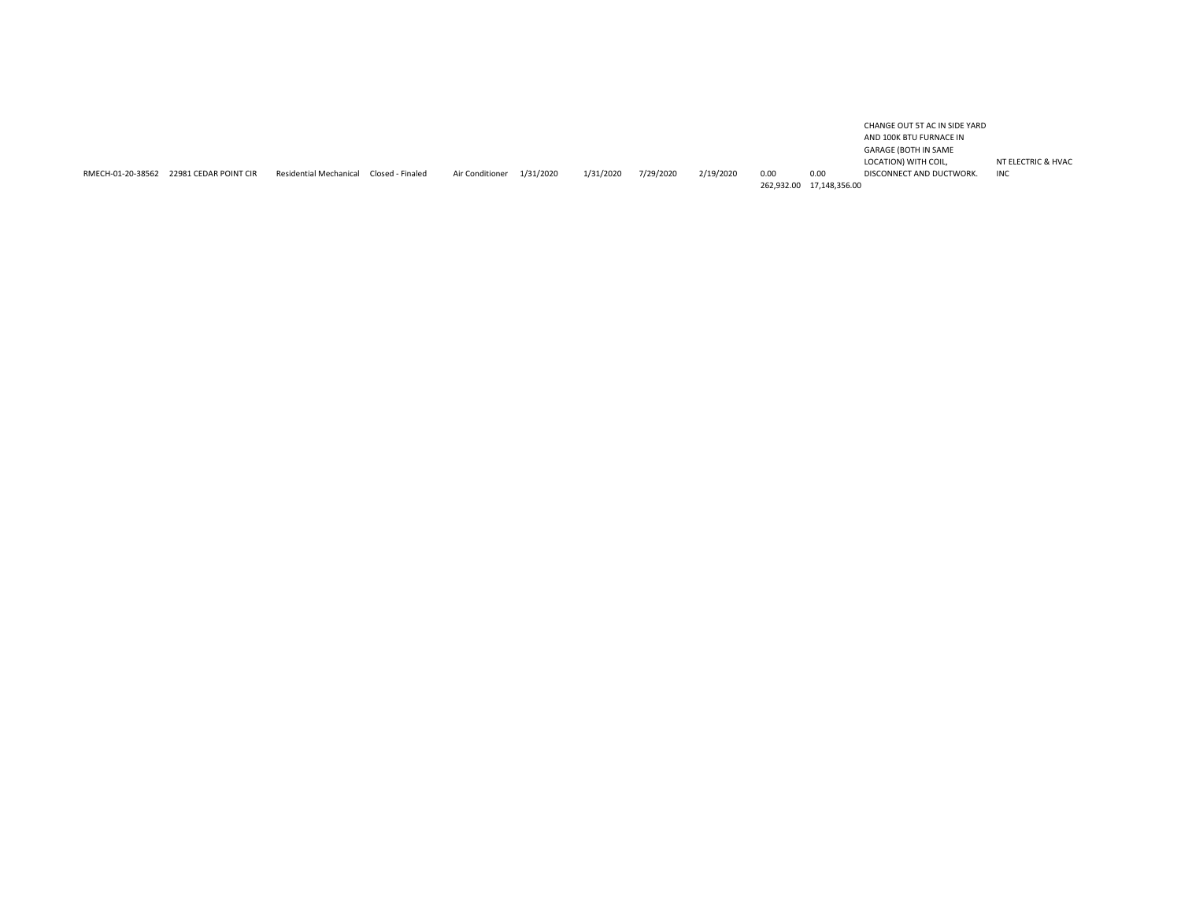| | | | | | | | | | | | | |
|---|---|---|---|---|---|---|---|---|---|---|---|---|
| RMECH-01-20-38562 | 22981 CEDAR POINT CIR | Residential Mechanical | Closed - Finaled | Air Conditioner | 1/31/2020 | 1/31/2020 | 7/29/2020 | 2/19/2020 | 0.00 | 0.00 | CHANGE OUT 5T AC IN SIDE YARD AND 100K BTU FURNACE IN GARAGE (BOTH IN SAME LOCATION) WITH COIL, DISCONNECT AND DUCTWORK. | NT ELECTRIC & HVAC INC |
| | | | | | | | | | 262,932.00 | 17,148,356.00 | | |